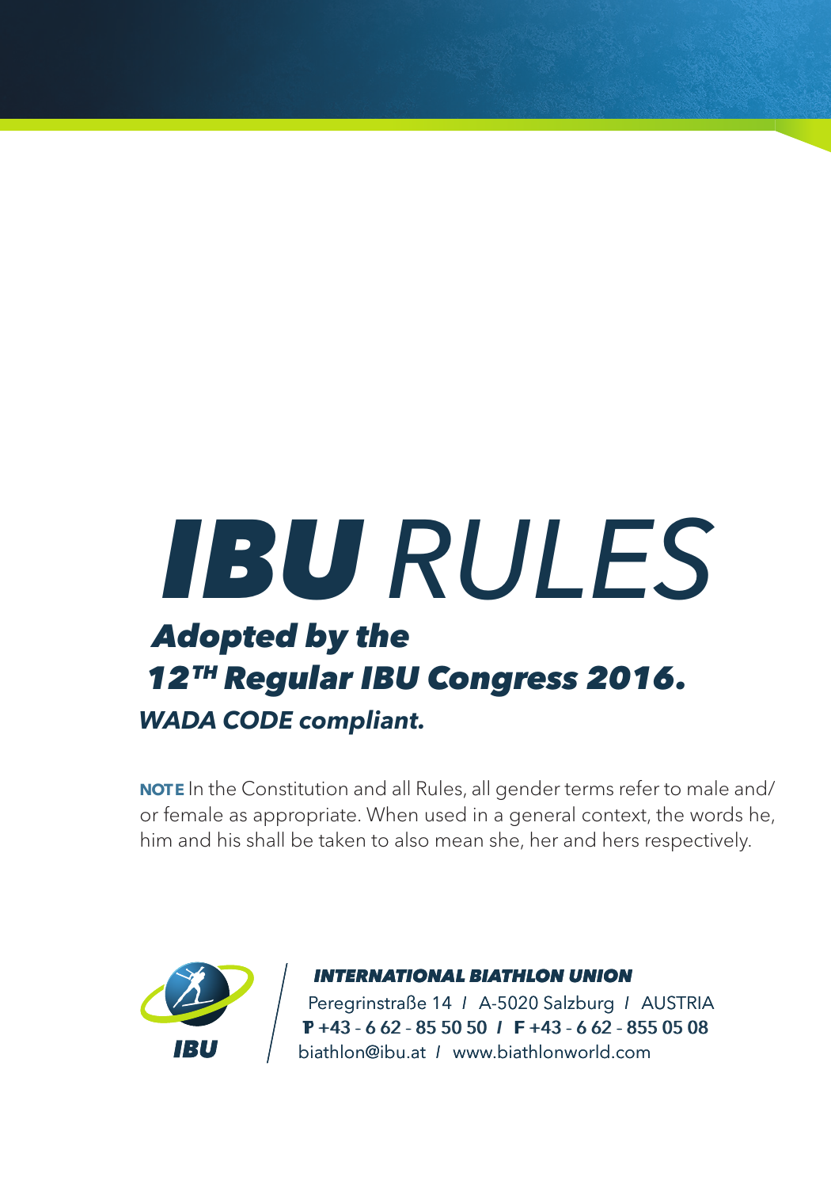# ***IBU*** *RULES*

***Adopted by the***
***12TH Regular IBU Congress 2016.***

***WADA CODE compliant.***

**NOTE** In the Constitution and all Rules, all gender terms refer to male and/or female as appropriate. When used in a general context, the words he, him and his shall be taken to also mean she, her and hers respectively.

***INTERNATIONAL BIATHLON UNION***
Peregrinstraße 14 / A-5020 Salzburg / AUSTRIA
**P** +43 - 6 62 - 85 50 50 / **F** +43 - 6 62 - 855 05 08
biathlon@ibu.at / www.biathlonworld.com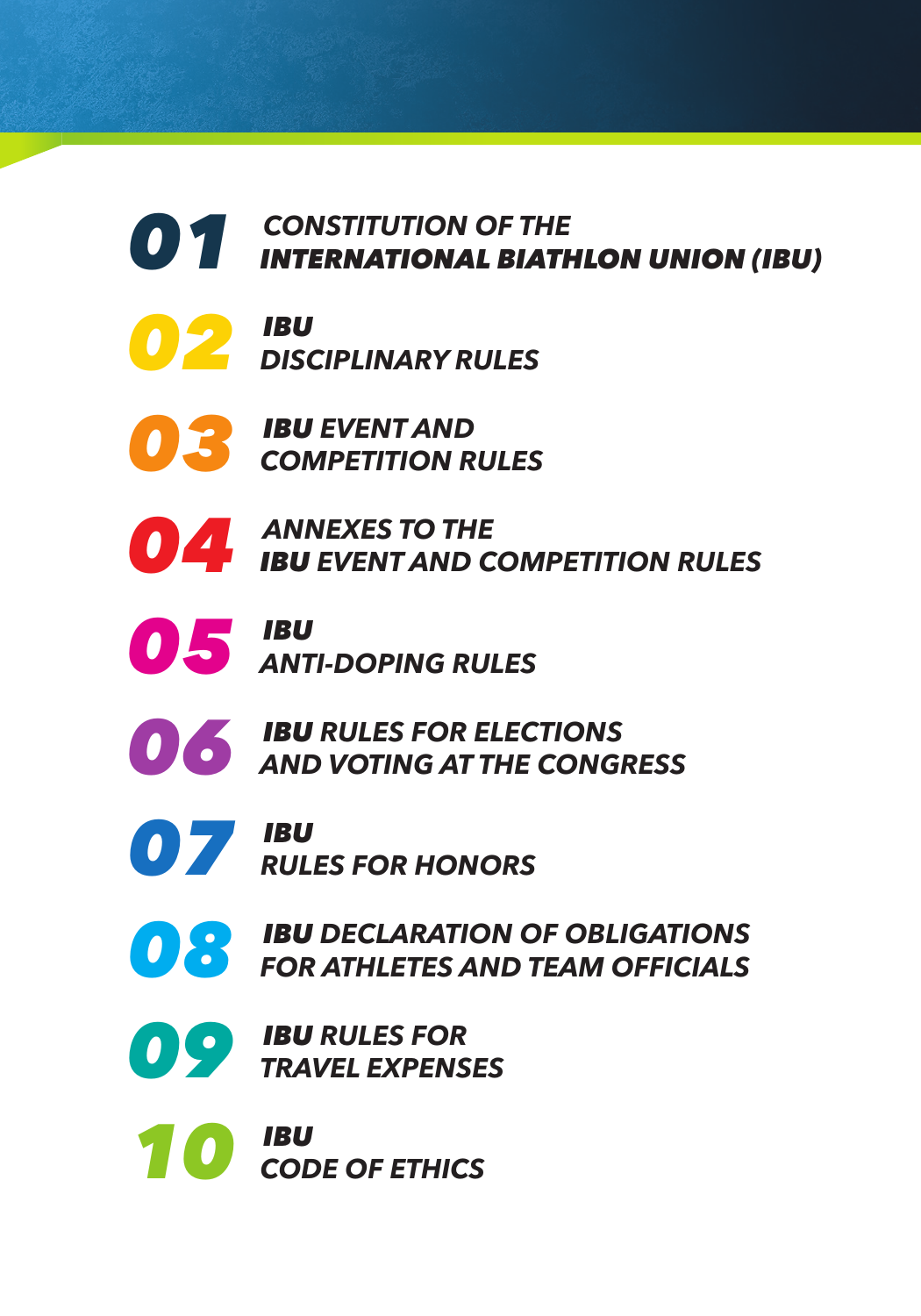- **01** CONSTITUTION OF THE **INTERNATIONAL BIATHLON UNION (IBU)**
- **02** **IBU** DISCIPLINARY RULES
- **03** **IBU** EVENT AND COMPETITION RULES
- **04** ANNEXES TO THE **IBU** EVENT AND COMPETITION RULES
- **05** **IBU** ANTI-DOPING RULES
- **06** **IBU** RULES FOR ELECTIONS AND VOTING AT THE CONGRESS
- **07** **IBU** RULES FOR HONORS
- **08** **IBU** DECLARATION OF OBLIGATIONS FOR ATHLETES AND TEAM OFFICIALS
- **09** **IBU** RULES FOR TRAVEL EXPENSES
- **10** **IBU** CODE OF ETHICS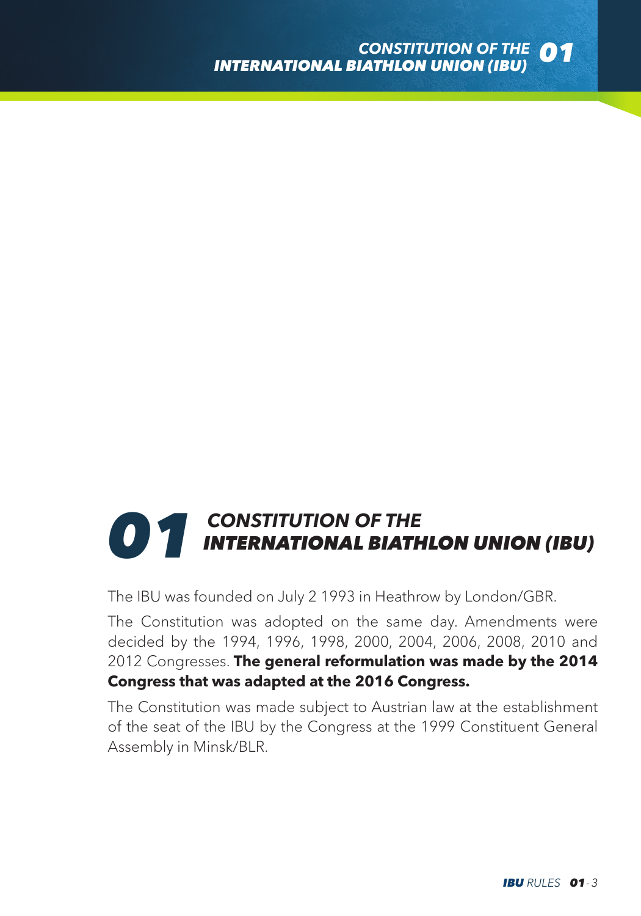# 01 CONSTITUTION OF THE INTERNATIONAL BIATHLON UNION (IBU)

The IBU was founded on July 2 1993 in Heathrow by London/GBR.

The Constitution was adopted on the same day. Amendments were decided by the 1994, 1996, 1998, 2000, 2004, 2006, 2008, 2010 and 2012 Congresses. **The general reformulation was made by the 2014 Congress that was adapted at the 2016 Congress.**

The Constitution was made subject to Austrian law at the establishment of the seat of the IBU by the Congress at the 1999 Constituent General Assembly in Minsk/BLR.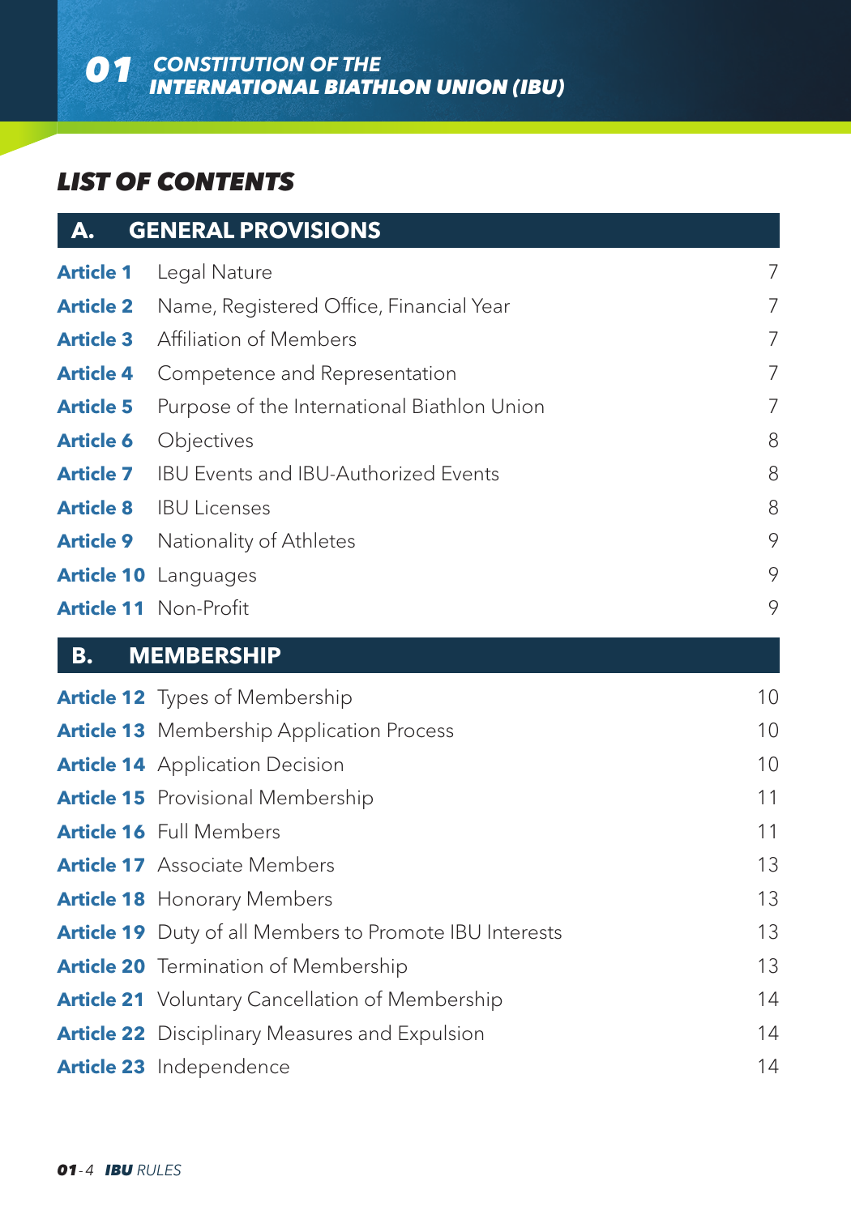# 01 CONSTITUTION OF THE INTERNATIONAL BIATHLON UNION (IBU)

## LIST OF CONTENTS

### A. GENERAL PROVISIONS

| | | |
|---|---|---|
| **Article 1** | Legal Nature | 7 |
| **Article 2** | Name, Registered Office, Financial Year | 7 |
| **Article 3** | Affiliation of Members | 7 |
| **Article 4** | Competence and Representation | 7 |
| **Article 5** | Purpose of the International Biathlon Union | 7 |
| **Article 6** | Objectives | 8 |
| **Article 7** | IBU Events and IBU-Authorized Events | 8 |
| **Article 8** | IBU Licenses | 8 |
| **Article 9** | Nationality of Athletes | 9 |
| **Article 10** | Languages | 9 |
| **Article 11** | Non-Profit | 9 |

### B. MEMBERSHIP

| | | |
|---|---|---|
| **Article 12** | Types of Membership | 10 |
| **Article 13** | Membership Application Process | 10 |
| **Article 14** | Application Decision | 10 |
| **Article 15** | Provisional Membership | 11 |
| **Article 16** | Full Members | 11 |
| **Article 17** | Associate Members | 13 |
| **Article 18** | Honorary Members | 13 |
| **Article 19** | Duty of all Members to Promote IBU Interests | 13 |
| **Article 20** | Termination of Membership | 13 |
| **Article 21** | Voluntary Cancellation of Membership | 14 |
| **Article 22** | Disciplinary Measures and Expulsion | 14 |
| **Article 23** | Independence | 14 |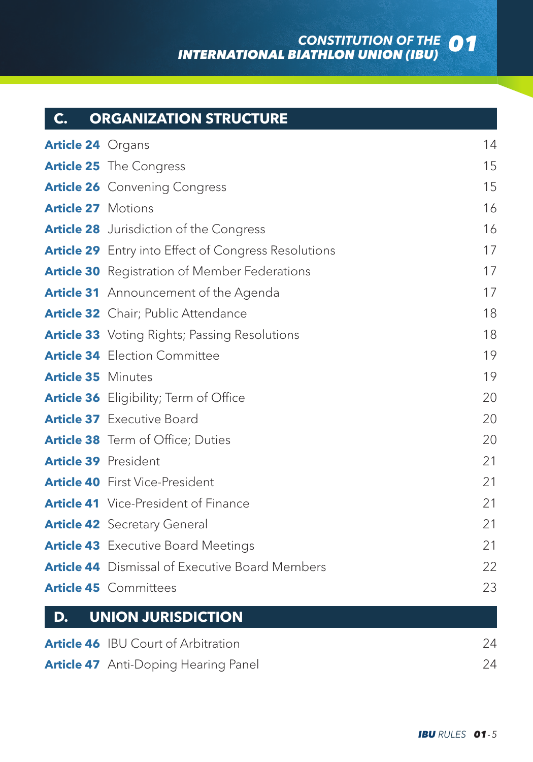## C. ORGANIZATION STRUCTURE

| | | |
|---|---|---|
| **Article 24** | Organs | 14 |
| **Article 25** | The Congress | 15 |
| **Article 26** | Convening Congress | 15 |
| **Article 27** | Motions | 16 |
| **Article 28** | Jurisdiction of the Congress | 16 |
| **Article 29** | Entry into Effect of Congress Resolutions | 17 |
| **Article 30** | Registration of Member Federations | 17 |
| **Article 31** | Announcement of the Agenda | 17 |
| **Article 32** | Chair; Public Attendance | 18 |
| **Article 33** | Voting Rights; Passing Resolutions | 18 |
| **Article 34** | Election Committee | 19 |
| **Article 35** | Minutes | 19 |
| **Article 36** | Eligibility; Term of Office | 20 |
| **Article 37** | Executive Board | 20 |
| **Article 38** | Term of Office; Duties | 20 |
| **Article 39** | President | 21 |
| **Article 40** | First Vice-President | 21 |
| **Article 41** | Vice-President of Finance | 21 |
| **Article 42** | Secretary General | 21 |
| **Article 43** | Executive Board Meetings | 21 |
| **Article 44** | Dismissal of Executive Board Members | 22 |
| **Article 45** | Committees | 23 |

## D. UNION JURISDICTION

| | | |
|---|---|---|
| **Article 46** | IBU Court of Arbitration | 24 |
| **Article 47** | Anti-Doping Hearing Panel | 24 |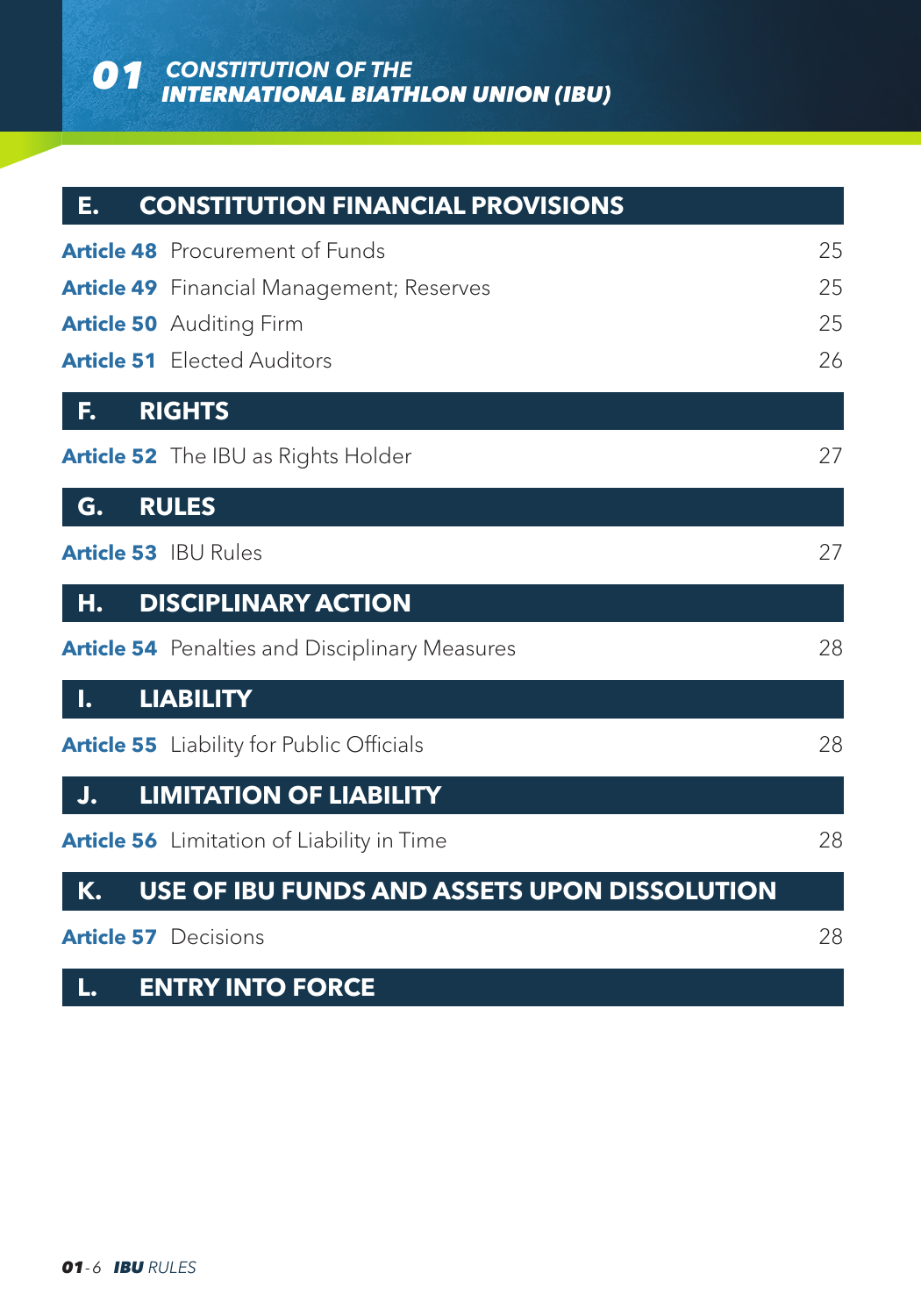## E. CONSTITUTION FINANCIAL PROVISIONS

| | | |
|---|---|---|
| **Article 48** | Procurement of Funds | 25 |
| **Article 49** | Financial Management; Reserves | 25 |
| **Article 50** | Auditing Firm | 25 |
| **Article 51** | Elected Auditors | 26 |

## F. RIGHTS

| | | |
|---|---|---|
| **Article 52** | The IBU as Rights Holder | 27 |

## G. RULES

| | | |
|---|---|---|
| **Article 53** | IBU Rules | 27 |

## H. DISCIPLINARY ACTION

| | | |
|---|---|---|
| **Article 54** | Penalties and Disciplinary Measures | 28 |

## I. LIABILITY

| | | |
|---|---|---|
| **Article 55** | Liability for Public Officials | 28 |

## J. LIMITATION OF LIABILITY

| | | |
|---|---|---|
| **Article 56** | Limitation of Liability in Time | 28 |

## K. USE OF IBU FUNDS AND ASSETS UPON DISSOLUTION

| | | |
|---|---|---|
| **Article 57** | Decisions | 28 |

## L. ENTRY INTO FORCE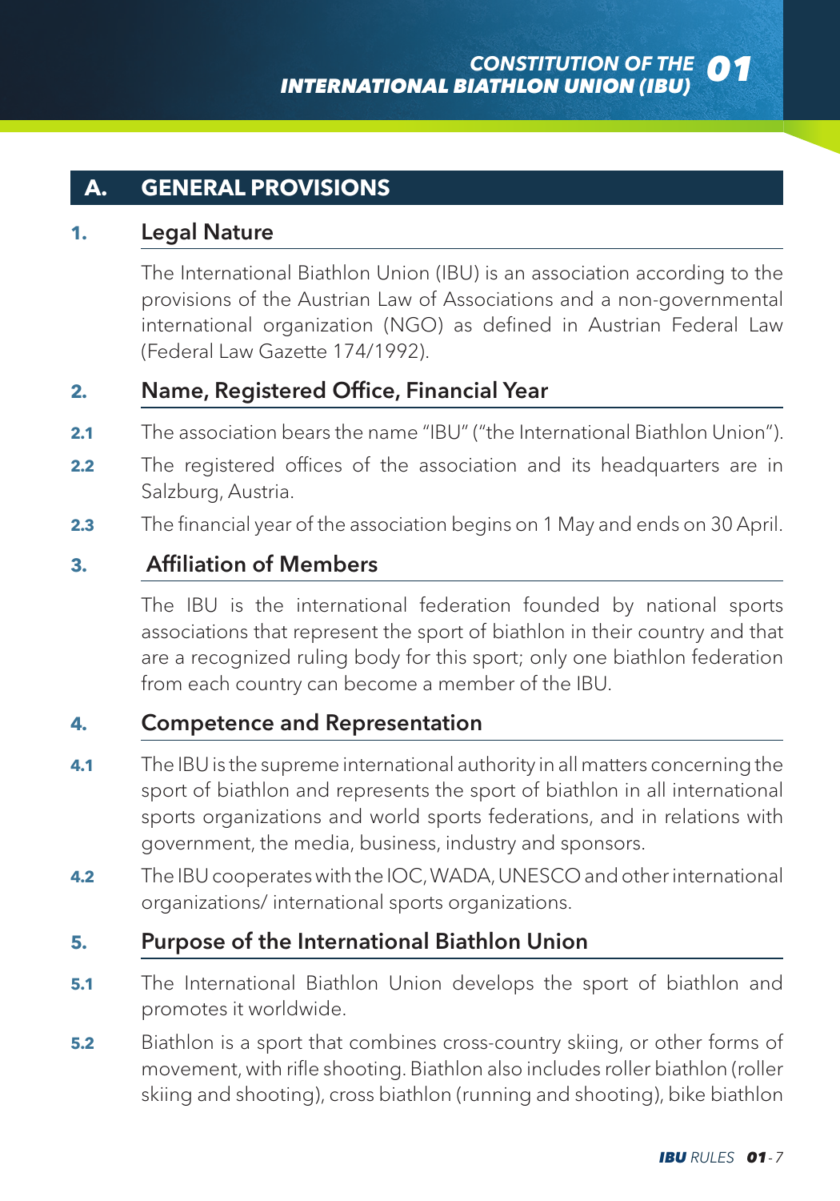## A. GENERAL PROVISIONS

### 1. Legal Nature

The International Biathlon Union (IBU) is an association according to the provisions of the Austrian Law of Associations and a non-governmental international organization (NGO) as defined in Austrian Federal Law (Federal Law Gazette 174/1992).

### 2. Name, Registered Office, Financial Year

**2.1** The association bears the name "IBU" ("the International Biathlon Union").

**2.2** The registered offices of the association and its headquarters are in Salzburg, Austria.

**2.3** The financial year of the association begins on 1 May and ends on 30 April.

### 3. Affiliation of Members

The IBU is the international federation founded by national sports associations that represent the sport of biathlon in their country and that are a recognized ruling body for this sport; only one biathlon federation from each country can become a member of the IBU.

### 4. Competence and Representation

**4.1** The IBU is the supreme international authority in all matters concerning the sport of biathlon and represents the sport of biathlon in all international sports organizations and world sports federations, and in relations with government, the media, business, industry and sponsors.

**4.2** The IBU cooperates with the IOC, WADA, UNESCO and other international organizations/ international sports organizations.

### 5. Purpose of the International Biathlon Union

**5.1** The International Biathlon Union develops the sport of biathlon and promotes it worldwide.

**5.2** Biathlon is a sport that combines cross-country skiing, or other forms of movement, with rifle shooting. Biathlon also includes roller biathlon (roller skiing and shooting), cross biathlon (running and shooting), bike biathlon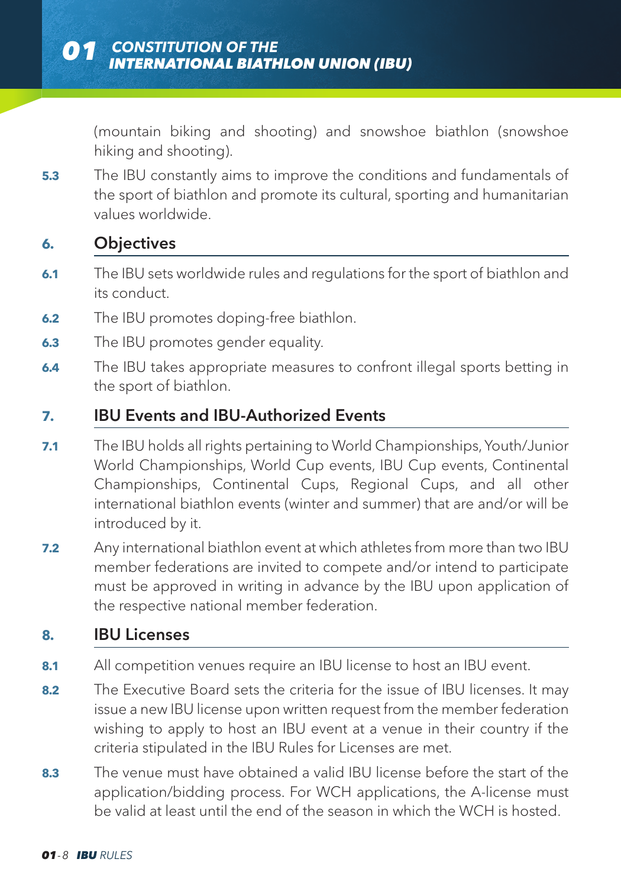(mountain biking and shooting) and snowshoe biathlon (snowshoe hiking and shooting).

**5.3** The IBU constantly aims to improve the conditions and fundamentals of the sport of biathlon and promote its cultural, sporting and humanitarian values worldwide.

## 6. Objectives

**6.1** The IBU sets worldwide rules and regulations for the sport of biathlon and its conduct.

**6.2** The IBU promotes doping-free biathlon.

**6.3** The IBU promotes gender equality.

**6.4** The IBU takes appropriate measures to confront illegal sports betting in the sport of biathlon.

## 7. IBU Events and IBU-Authorized Events

**7.1** The IBU holds all rights pertaining to World Championships, Youth/Junior World Championships, World Cup events, IBU Cup events, Continental Championships, Continental Cups, Regional Cups, and all other international biathlon events (winter and summer) that are and/or will be introduced by it.

**7.2** Any international biathlon event at which athletes from more than two IBU member federations are invited to compete and/or intend to participate must be approved in writing in advance by the IBU upon application of the respective national member federation.

## 8. IBU Licenses

**8.1** All competition venues require an IBU license to host an IBU event.

**8.2** The Executive Board sets the criteria for the issue of IBU licenses. It may issue a new IBU license upon written request from the member federation wishing to apply to host an IBU event at a venue in their country if the criteria stipulated in the IBU Rules for Licenses are met.

**8.3** The venue must have obtained a valid IBU license before the start of the application/bidding process. For WCH applications, the A-license must be valid at least until the end of the season in which the WCH is hosted.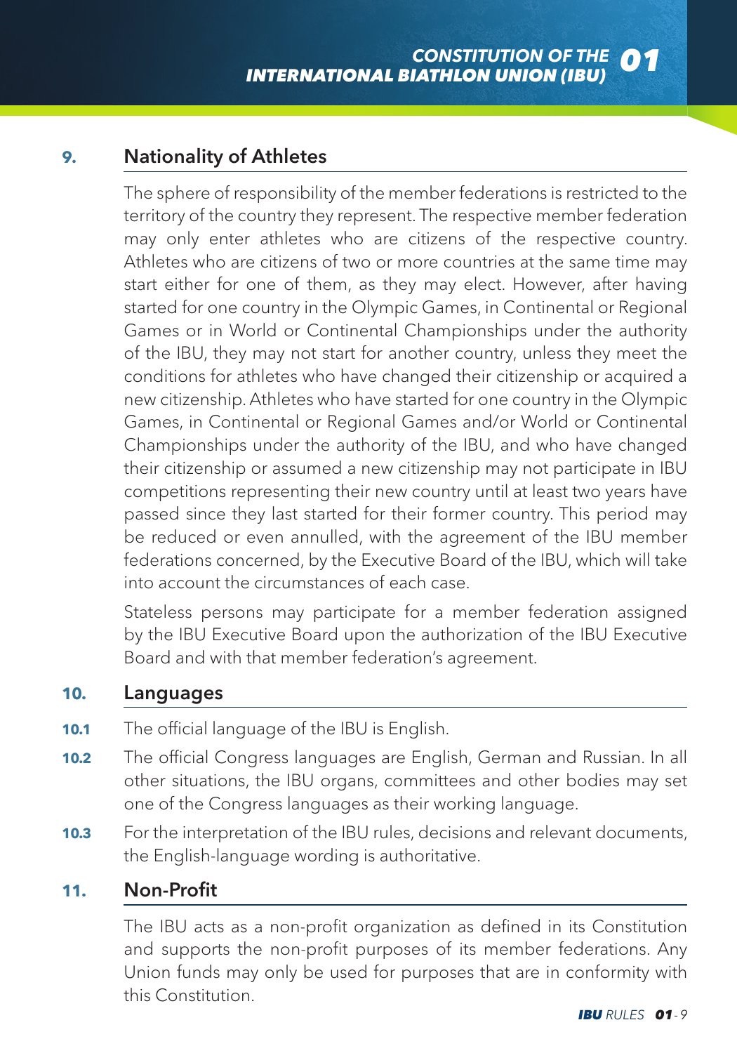## 9. Nationality of Athletes

The sphere of responsibility of the member federations is restricted to the territory of the country they represent. The respective member federation may only enter athletes who are citizens of the respective country. Athletes who are citizens of two or more countries at the same time may start either for one of them, as they may elect. However, after having started for one country in the Olympic Games, in Continental or Regional Games or in World or Continental Championships under the authority of the IBU, they may not start for another country, unless they meet the conditions for athletes who have changed their citizenship or acquired a new citizenship. Athletes who have started for one country in the Olympic Games, in Continental or Regional Games and/or World or Continental Championships under the authority of the IBU, and who have changed their citizenship or assumed a new citizenship may not participate in IBU competitions representing their new country until at least two years have passed since they last started for their former country. This period may be reduced or even annulled, with the agreement of the IBU member federations concerned, by the Executive Board of the IBU, which will take into account the circumstances of each case.

Stateless persons may participate for a member federation assigned by the IBU Executive Board upon the authorization of the IBU Executive Board and with that member federation's agreement.

## 10. Languages

**10.1** The official language of the IBU is English.

**10.2** The official Congress languages are English, German and Russian. In all other situations, the IBU organs, committees and other bodies may set one of the Congress languages as their working language.

**10.3** For the interpretation of the IBU rules, decisions and relevant documents, the English-language wording is authoritative.

## 11. Non-Profit

The IBU acts as a non-profit organization as defined in its Constitution and supports the non-profit purposes of its member federations. Any Union funds may only be used for purposes that are in conformity with this Constitution.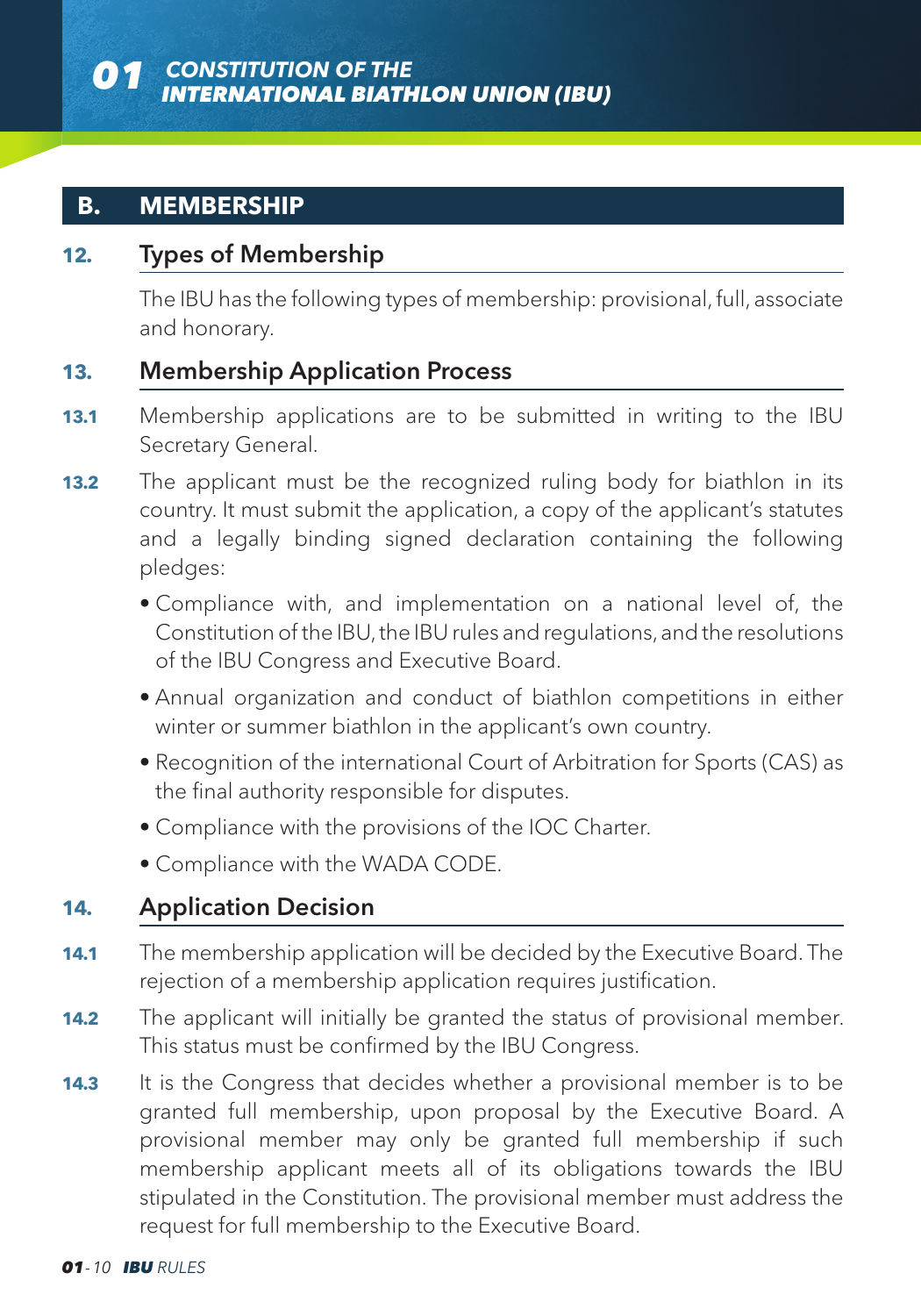## B. MEMBERSHIP

### 12. Types of Membership

The IBU has the following types of membership: provisional, full, associate and honorary.

### 13. Membership Application Process

**13.1** Membership applications are to be submitted in writing to the IBU Secretary General.

**13.2** The applicant must be the recognized ruling body for biathlon in its country. It must submit the application, a copy of the applicant's statutes and a legally binding signed declaration containing the following pledges:

- Compliance with, and implementation on a national level of, the Constitution of the IBU, the IBU rules and regulations, and the resolutions of the IBU Congress and Executive Board.
- Annual organization and conduct of biathlon competitions in either winter or summer biathlon in the applicant's own country.
- Recognition of the international Court of Arbitration for Sports (CAS) as the final authority responsible for disputes.
- Compliance with the provisions of the IOC Charter.
- Compliance with the WADA CODE.

### 14. Application Decision

**14.1** The membership application will be decided by the Executive Board. The rejection of a membership application requires justification.

**14.2** The applicant will initially be granted the status of provisional member. This status must be confirmed by the IBU Congress.

**14.3** It is the Congress that decides whether a provisional member is to be granted full membership, upon proposal by the Executive Board. A provisional member may only be granted full membership if such membership applicant meets all of its obligations towards the IBU stipulated in the Constitution. The provisional member must address the request for full membership to the Executive Board.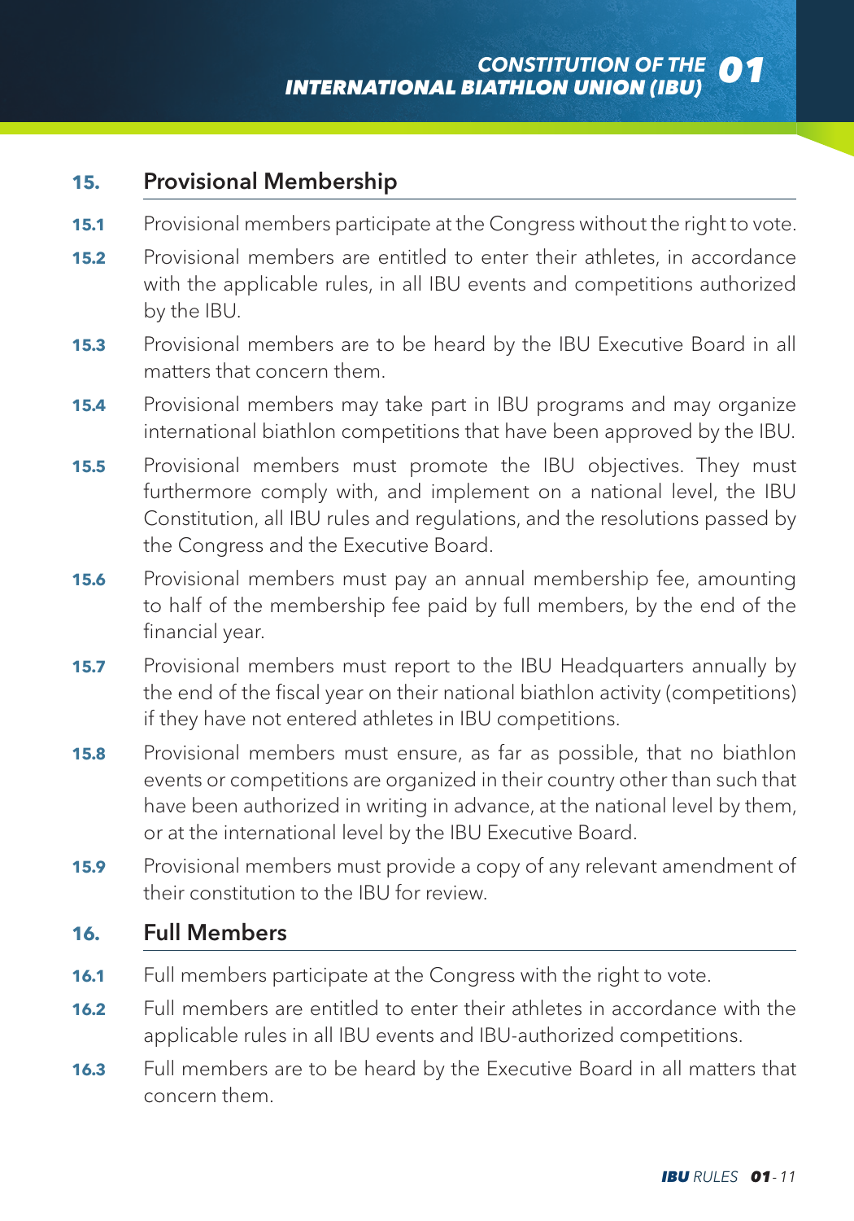## 15. Provisional Membership

**15.1** Provisional members participate at the Congress without the right to vote.

**15.2** Provisional members are entitled to enter their athletes, in accordance with the applicable rules, in all IBU events and competitions authorized by the IBU.

**15.3** Provisional members are to be heard by the IBU Executive Board in all matters that concern them.

**15.4** Provisional members may take part in IBU programs and may organize international biathlon competitions that have been approved by the IBU.

**15.5** Provisional members must promote the IBU objectives. They must furthermore comply with, and implement on a national level, the IBU Constitution, all IBU rules and regulations, and the resolutions passed by the Congress and the Executive Board.

**15.6** Provisional members must pay an annual membership fee, amounting to half of the membership fee paid by full members, by the end of the financial year.

**15.7** Provisional members must report to the IBU Headquarters annually by the end of the fiscal year on their national biathlon activity (competitions) if they have not entered athletes in IBU competitions.

**15.8** Provisional members must ensure, as far as possible, that no biathlon events or competitions are organized in their country other than such that have been authorized in writing in advance, at the national level by them, or at the international level by the IBU Executive Board.

**15.9** Provisional members must provide a copy of any relevant amendment of their constitution to the IBU for review.

## 16. Full Members

**16.1** Full members participate at the Congress with the right to vote.

**16.2** Full members are entitled to enter their athletes in accordance with the applicable rules in all IBU events and IBU-authorized competitions.

**16.3** Full members are to be heard by the Executive Board in all matters that concern them.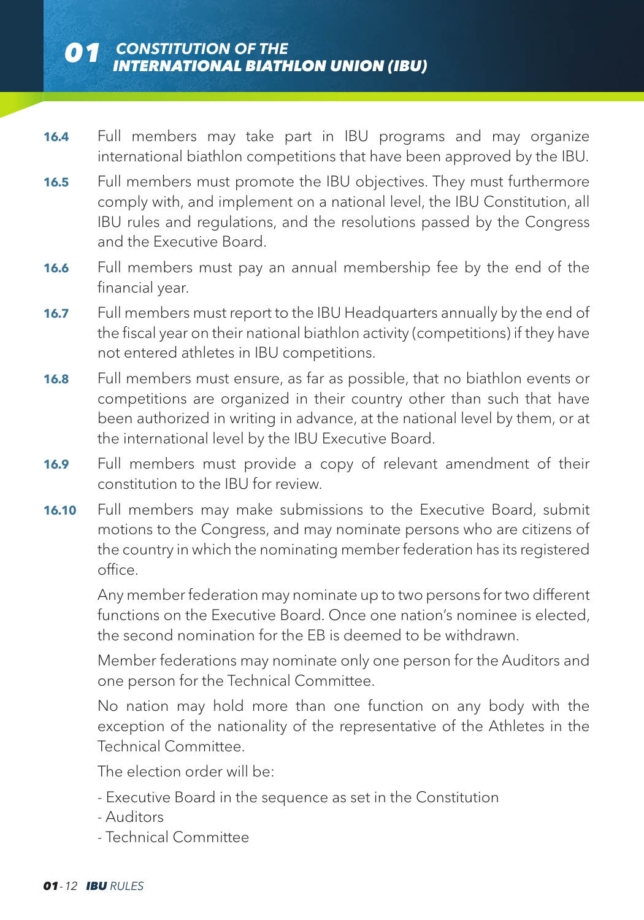**16.4** Full members may take part in IBU programs and may organize international biathlon competitions that have been approved by the IBU.

**16.5** Full members must promote the IBU objectives. They must furthermore comply with, and implement on a national level, the IBU Constitution, all IBU rules and regulations, and the resolutions passed by the Congress and the Executive Board.

**16.6** Full members must pay an annual membership fee by the end of the financial year.

**16.7** Full members must report to the IBU Headquarters annually by the end of the fiscal year on their national biathlon activity (competitions) if they have not entered athletes in IBU competitions.

**16.8** Full members must ensure, as far as possible, that no biathlon events or competitions are organized in their country other than such that have been authorized in writing in advance, at the national level by them, or at the international level by the IBU Executive Board.

**16.9** Full members must provide a copy of relevant amendment of their constitution to the IBU for review.

**16.10** Full members may make submissions to the Executive Board, submit motions to the Congress, and may nominate persons who are citizens of the country in which the nominating member federation has its registered office.

Any member federation may nominate up to two persons for two different functions on the Executive Board. Once one nation's nominee is elected, the second nomination for the EB is deemed to be withdrawn.

Member federations may nominate only one person for the Auditors and one person for the Technical Committee.

No nation may hold more than one function on any body with the exception of the nationality of the representative of the Athletes in the Technical Committee.

The election order will be:

- Executive Board in the sequence as set in the Constitution
- Auditors
- Technical Committee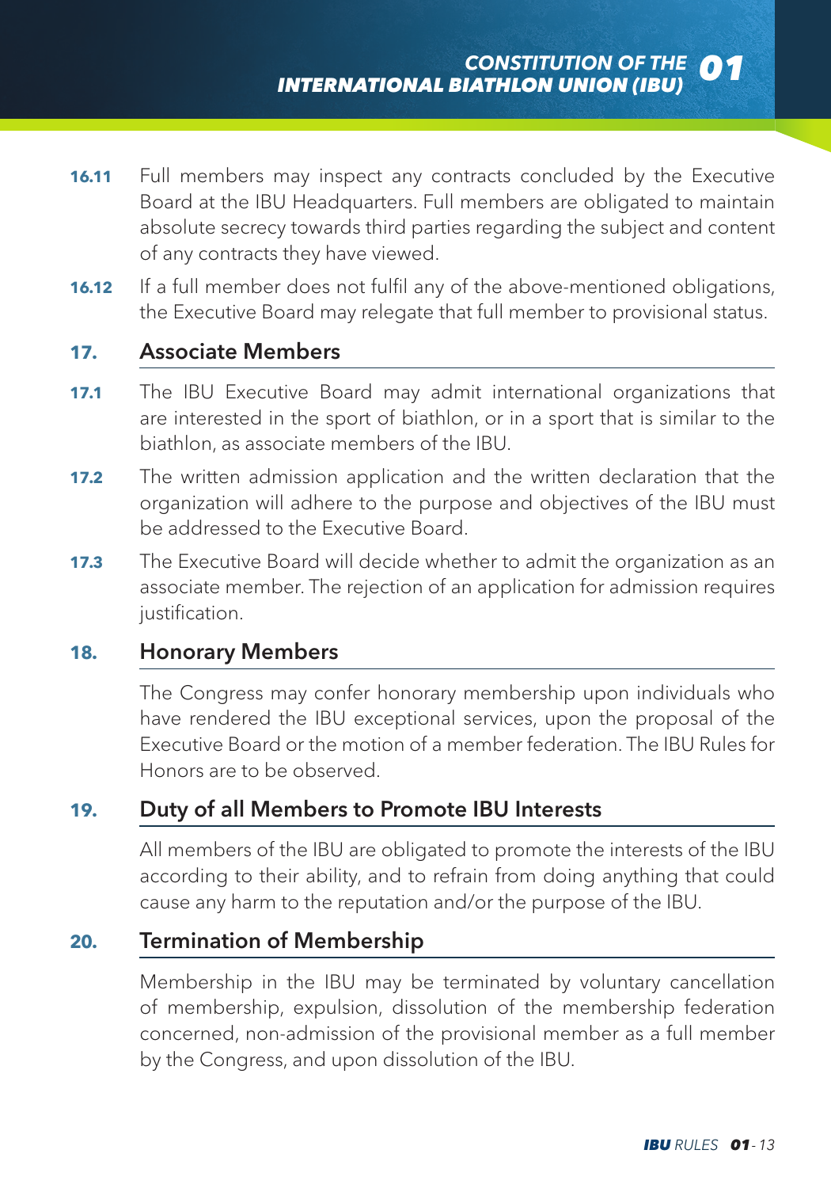**16.11** Full members may inspect any contracts concluded by the Executive Board at the IBU Headquarters. Full members are obligated to maintain absolute secrecy towards third parties regarding the subject and content of any contracts they have viewed.

**16.12** If a full member does not fulfil any of the above-mentioned obligations, the Executive Board may relegate that full member to provisional status.

## 17. Associate Members

**17.1** The IBU Executive Board may admit international organizations that are interested in the sport of biathlon, or in a sport that is similar to the biathlon, as associate members of the IBU.

**17.2** The written admission application and the written declaration that the organization will adhere to the purpose and objectives of the IBU must be addressed to the Executive Board.

**17.3** The Executive Board will decide whether to admit the organization as an associate member. The rejection of an application for admission requires justification.

## 18. Honorary Members

The Congress may confer honorary membership upon individuals who have rendered the IBU exceptional services, upon the proposal of the Executive Board or the motion of a member federation. The IBU Rules for Honors are to be observed.

## 19. Duty of all Members to Promote IBU Interests

All members of the IBU are obligated to promote the interests of the IBU according to their ability, and to refrain from doing anything that could cause any harm to the reputation and/or the purpose of the IBU.

## 20. Termination of Membership

Membership in the IBU may be terminated by voluntary cancellation of membership, expulsion, dissolution of the membership federation concerned, non-admission of the provisional member as a full member by the Congress, and upon dissolution of the IBU.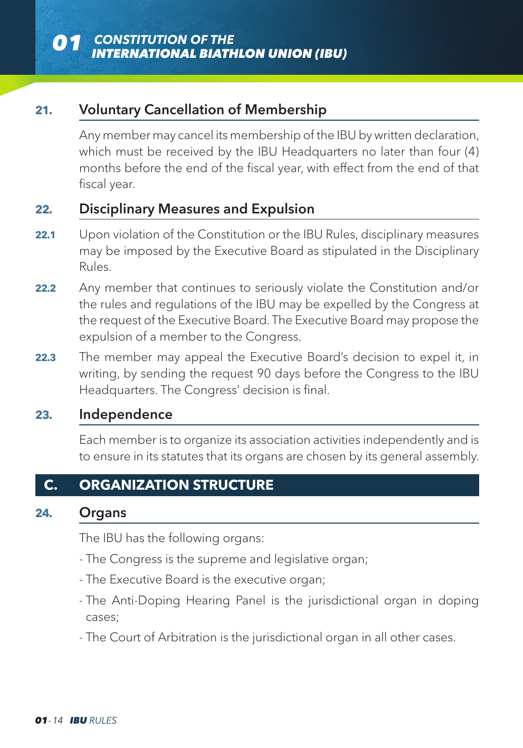### 21. Voluntary Cancellation of Membership

Any member may cancel its membership of the IBU by written declaration, which must be received by the IBU Headquarters no later than four (4) months before the end of the fiscal year, with effect from the end of that fiscal year.

### 22. Disciplinary Measures and Expulsion

**22.1** Upon violation of the Constitution or the IBU Rules, disciplinary measures may be imposed by the Executive Board as stipulated in the Disciplinary Rules.

**22.2** Any member that continues to seriously violate the Constitution and/or the rules and regulations of the IBU may be expelled by the Congress at the request of the Executive Board. The Executive Board may propose the expulsion of a member to the Congress.

**22.3** The member may appeal the Executive Board's decision to expel it, in writing, by sending the request 90 days before the Congress to the IBU Headquarters. The Congress' decision is final.

### 23. Independence

Each member is to organize its association activities independently and is to ensure in its statutes that its organs are chosen by its general assembly.

## C. ORGANIZATION STRUCTURE

### 24. Organs

The IBU has the following organs:

- The Congress is the supreme and legislative organ;
- The Executive Board is the executive organ;
- The Anti-Doping Hearing Panel is the jurisdictional organ in doping cases;
- The Court of Arbitration is the jurisdictional organ in all other cases.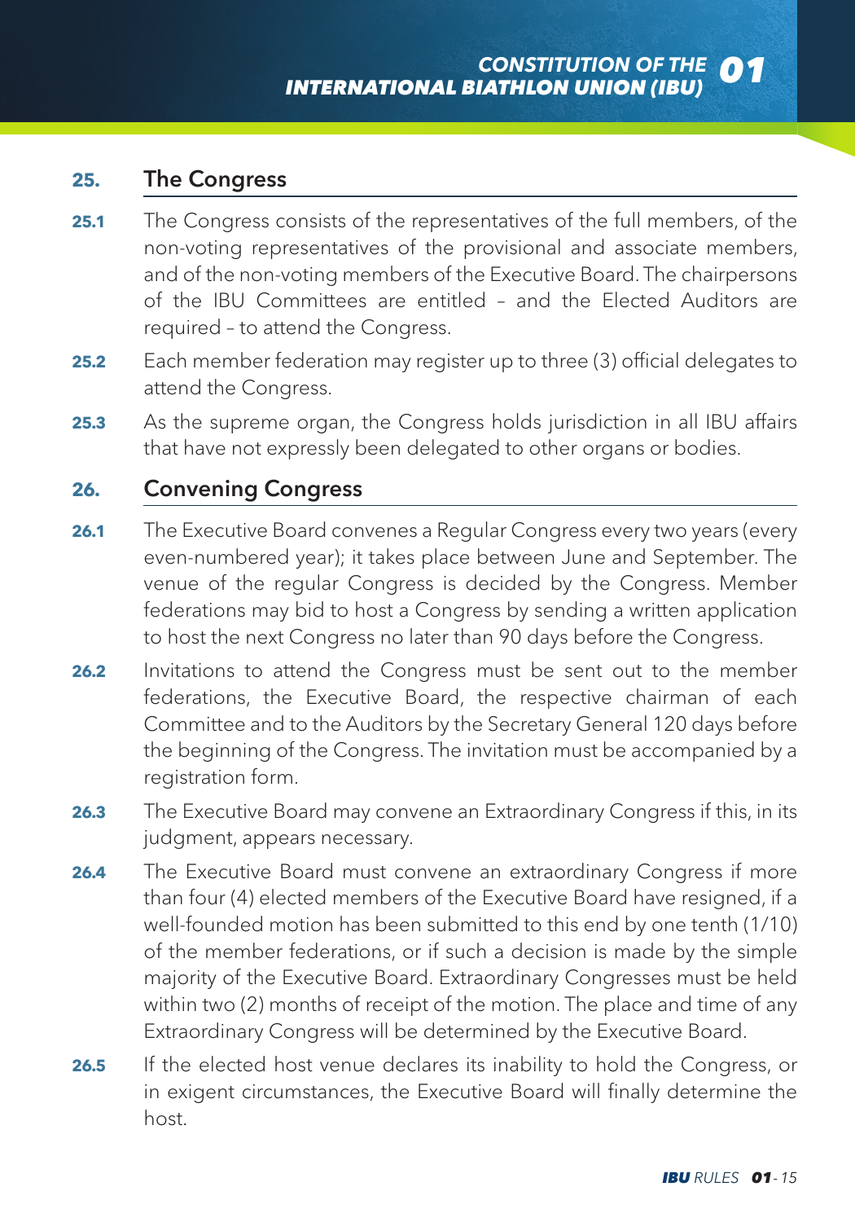## 25. The Congress

**25.1** The Congress consists of the representatives of the full members, of the non-voting representatives of the provisional and associate members, and of the non-voting members of the Executive Board. The chairpersons of the IBU Committees are entitled – and the Elected Auditors are required – to attend the Congress.

**25.2** Each member federation may register up to three (3) official delegates to attend the Congress.

**25.3** As the supreme organ, the Congress holds jurisdiction in all IBU affairs that have not expressly been delegated to other organs or bodies.

## 26. Convening Congress

**26.1** The Executive Board convenes a Regular Congress every two years (every even-numbered year); it takes place between June and September. The venue of the regular Congress is decided by the Congress. Member federations may bid to host a Congress by sending a written application to host the next Congress no later than 90 days before the Congress.

**26.2** Invitations to attend the Congress must be sent out to the member federations, the Executive Board, the respective chairman of each Committee and to the Auditors by the Secretary General 120 days before the beginning of the Congress. The invitation must be accompanied by a registration form.

**26.3** The Executive Board may convene an Extraordinary Congress if this, in its judgment, appears necessary.

**26.4** The Executive Board must convene an extraordinary Congress if more than four (4) elected members of the Executive Board have resigned, if a well-founded motion has been submitted to this end by one tenth (1/10) of the member federations, or if such a decision is made by the simple majority of the Executive Board. Extraordinary Congresses must be held within two (2) months of receipt of the motion. The place and time of any Extraordinary Congress will be determined by the Executive Board.

**26.5** If the elected host venue declares its inability to hold the Congress, or in exigent circumstances, the Executive Board will finally determine the host.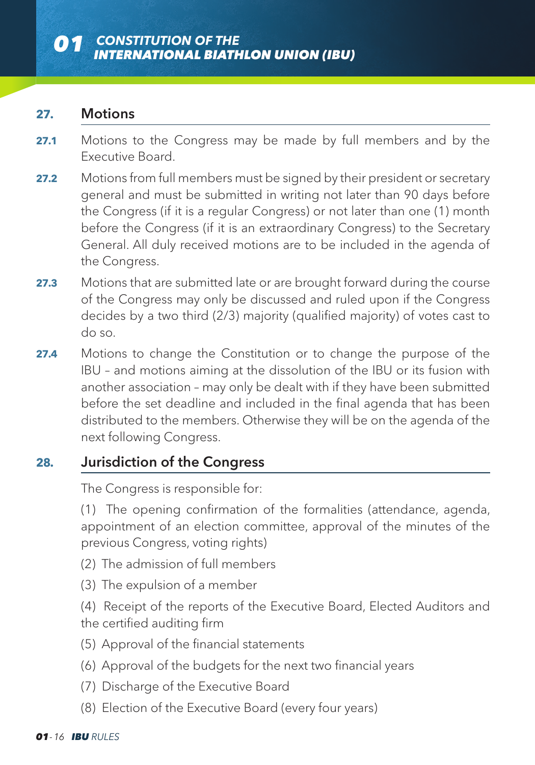## 27. Motions

**27.1** Motions to the Congress may be made by full members and by the Executive Board.

**27.2** Motions from full members must be signed by their president or secretary general and must be submitted in writing not later than 90 days before the Congress (if it is a regular Congress) or not later than one (1) month before the Congress (if it is an extraordinary Congress) to the Secretary General. All duly received motions are to be included in the agenda of the Congress.

**27.3** Motions that are submitted late or are brought forward during the course of the Congress may only be discussed and ruled upon if the Congress decides by a two third (2/3) majority (qualified majority) of votes cast to do so.

**27.4** Motions to change the Constitution or to change the purpose of the IBU – and motions aiming at the dissolution of the IBU or its fusion with another association – may only be dealt with if they have been submitted before the set deadline and included in the final agenda that has been distributed to the members. Otherwise they will be on the agenda of the next following Congress.

## 28. Jurisdiction of the Congress

The Congress is responsible for:

(1) The opening confirmation of the formalities (attendance, agenda, appointment of an election committee, approval of the minutes of the previous Congress, voting rights)

(2) The admission of full members

(3) The expulsion of a member

(4) Receipt of the reports of the Executive Board, Elected Auditors and the certified auditing firm

(5) Approval of the financial statements

(6) Approval of the budgets for the next two financial years

(7) Discharge of the Executive Board

(8) Election of the Executive Board (every four years)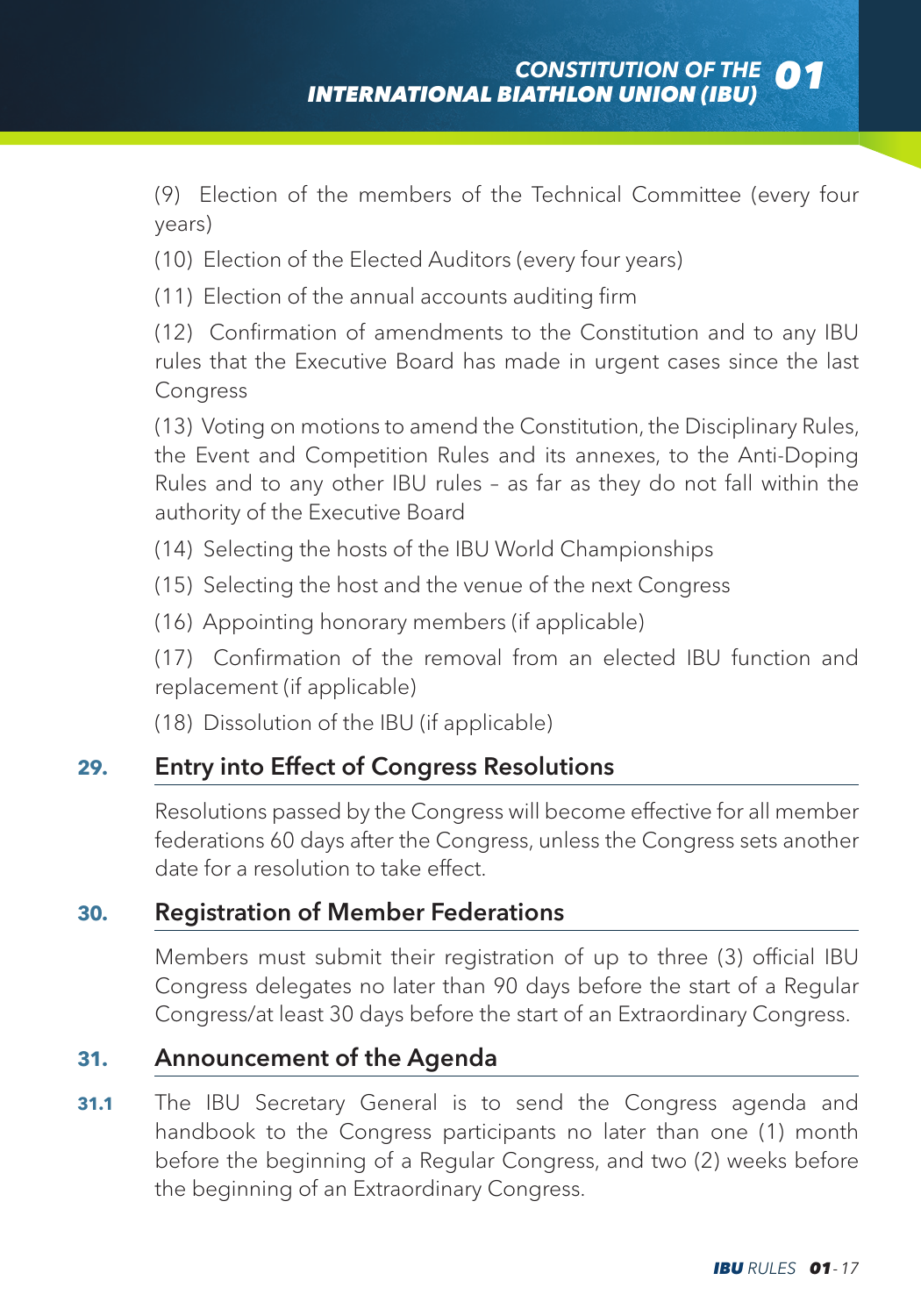(9) Election of the members of the Technical Committee (every four years)

(10) Election of the Elected Auditors (every four years)

(11) Election of the annual accounts auditing firm

(12) Confirmation of amendments to the Constitution and to any IBU rules that the Executive Board has made in urgent cases since the last Congress

(13) Voting on motions to amend the Constitution, the Disciplinary Rules, the Event and Competition Rules and its annexes, to the Anti-Doping Rules and to any other IBU rules – as far as they do not fall within the authority of the Executive Board

(14) Selecting the hosts of the IBU World Championships

(15) Selecting the host and the venue of the next Congress

(16) Appointing honorary members (if applicable)

(17) Confirmation of the removal from an elected IBU function and replacement (if applicable)

(18) Dissolution of the IBU (if applicable)

## 29. Entry into Effect of Congress Resolutions

Resolutions passed by the Congress will become effective for all member federations 60 days after the Congress, unless the Congress sets another date for a resolution to take effect.

## 30. Registration of Member Federations

Members must submit their registration of up to three (3) official IBU Congress delegates no later than 90 days before the start of a Regular Congress/at least 30 days before the start of an Extraordinary Congress.

## 31. Announcement of the Agenda

**31.1** The IBU Secretary General is to send the Congress agenda and handbook to the Congress participants no later than one (1) month before the beginning of a Regular Congress, and two (2) weeks before the beginning of an Extraordinary Congress.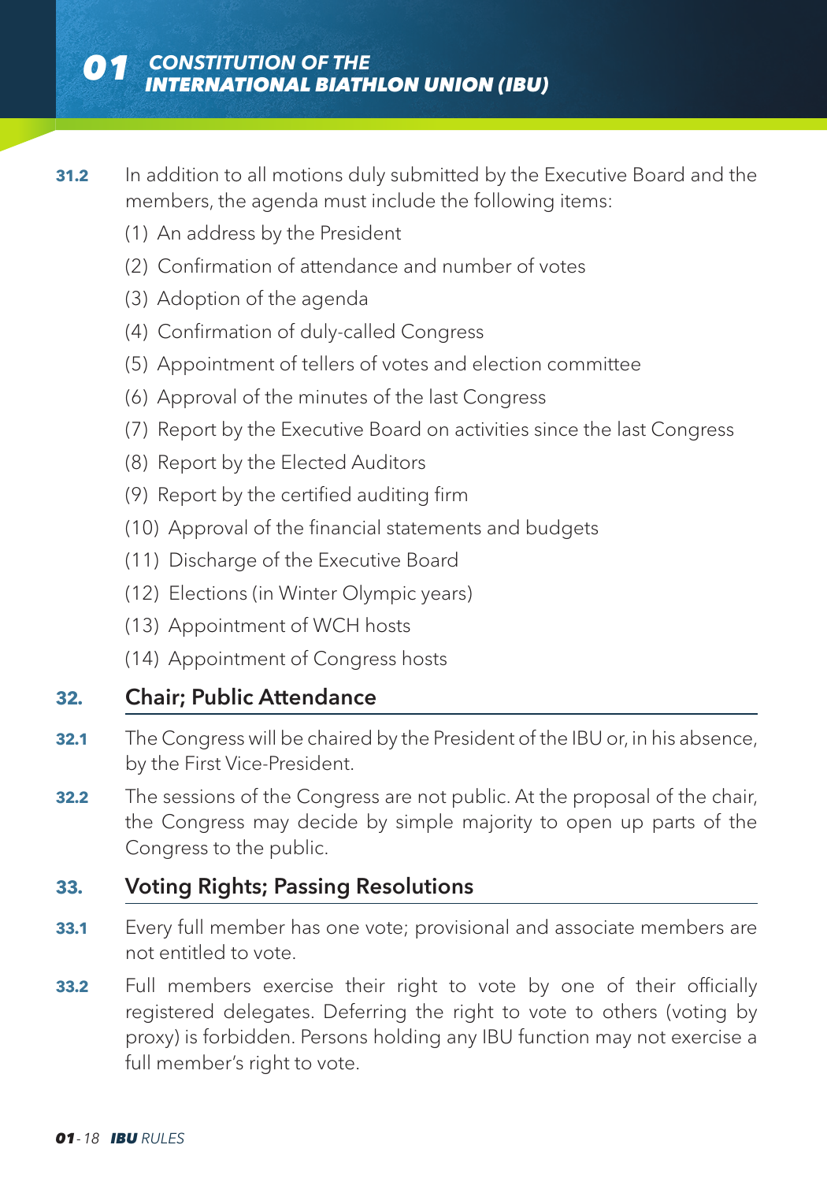**31.2** In addition to all motions duly submitted by the Executive Board and the members, the agenda must include the following items:

(1) An address by the President

(2) Confirmation of attendance and number of votes

(3) Adoption of the agenda

(4) Confirmation of duly-called Congress

(5) Appointment of tellers of votes and election committee

(6) Approval of the minutes of the last Congress

(7) Report by the Executive Board on activities since the last Congress

(8) Report by the Elected Auditors

(9) Report by the certified auditing firm

(10) Approval of the financial statements and budgets

(11) Discharge of the Executive Board

(12) Elections (in Winter Olympic years)

(13) Appointment of WCH hosts

(14) Appointment of Congress hosts

## 32. Chair; Public Attendance

**32.1** The Congress will be chaired by the President of the IBU or, in his absence, by the First Vice-President.

**32.2** The sessions of the Congress are not public. At the proposal of the chair, the Congress may decide by simple majority to open up parts of the Congress to the public.

## 33. Voting Rights; Passing Resolutions

**33.1** Every full member has one vote; provisional and associate members are not entitled to vote.

**33.2** Full members exercise their right to vote by one of their officially registered delegates. Deferring the right to vote to others (voting by proxy) is forbidden. Persons holding any IBU function may not exercise a full member's right to vote.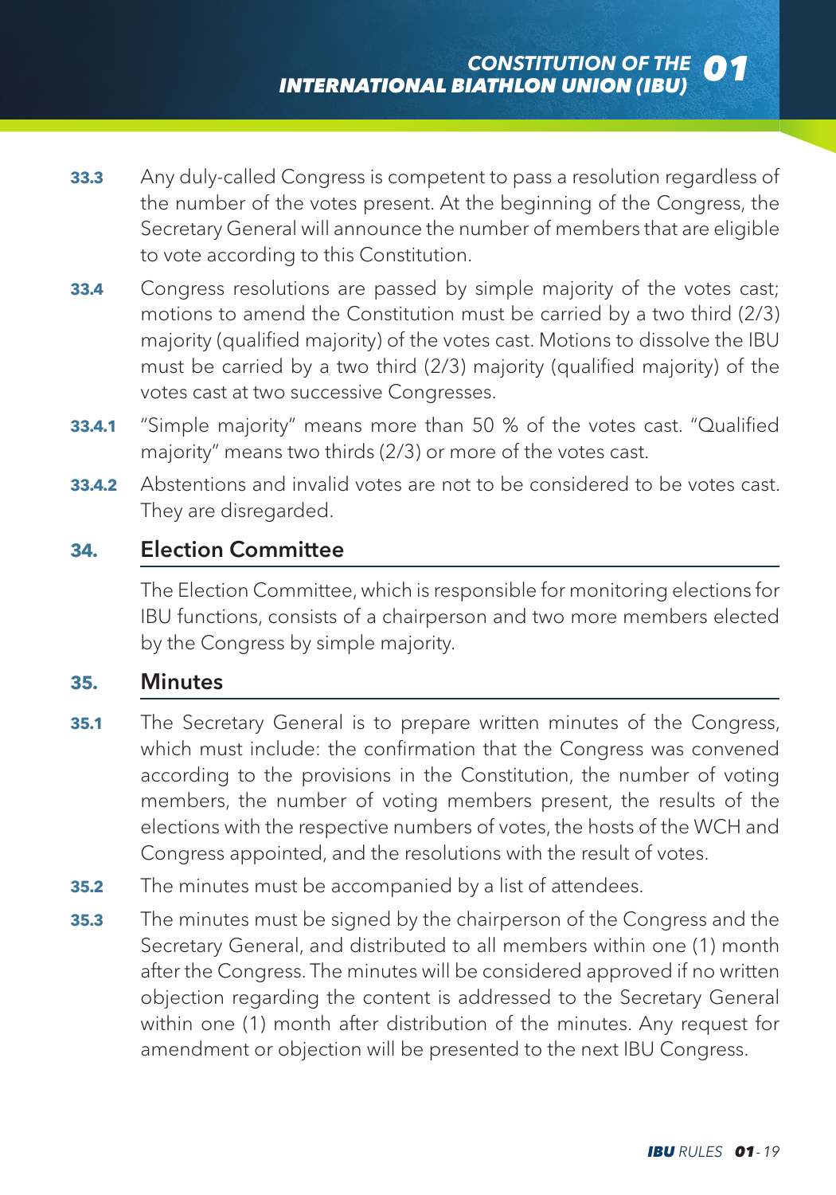**33.3** Any duly-called Congress is competent to pass a resolution regardless of the number of the votes present. At the beginning of the Congress, the Secretary General will announce the number of members that are eligible to vote according to this Constitution.

**33.4** Congress resolutions are passed by simple majority of the votes cast; motions to amend the Constitution must be carried by a two third (2/3) majority (qualified majority) of the votes cast. Motions to dissolve the IBU must be carried by a two third (2/3) majority (qualified majority) of the votes cast at two successive Congresses.

**33.4.1** "Simple majority" means more than 50 % of the votes cast. "Qualified majority" means two thirds (2/3) or more of the votes cast.

**33.4.2** Abstentions and invalid votes are not to be considered to be votes cast. They are disregarded.

## 34. Election Committee

The Election Committee, which is responsible for monitoring elections for IBU functions, consists of a chairperson and two more members elected by the Congress by simple majority.

## 35. Minutes

**35.1** The Secretary General is to prepare written minutes of the Congress, which must include: the confirmation that the Congress was convened according to the provisions in the Constitution, the number of voting members, the number of voting members present, the results of the elections with the respective numbers of votes, the hosts of the WCH and Congress appointed, and the resolutions with the result of votes.

**35.2** The minutes must be accompanied by a list of attendees.

**35.3** The minutes must be signed by the chairperson of the Congress and the Secretary General, and distributed to all members within one (1) month after the Congress. The minutes will be considered approved if no written objection regarding the content is addressed to the Secretary General within one (1) month after distribution of the minutes. Any request for amendment or objection will be presented to the next IBU Congress.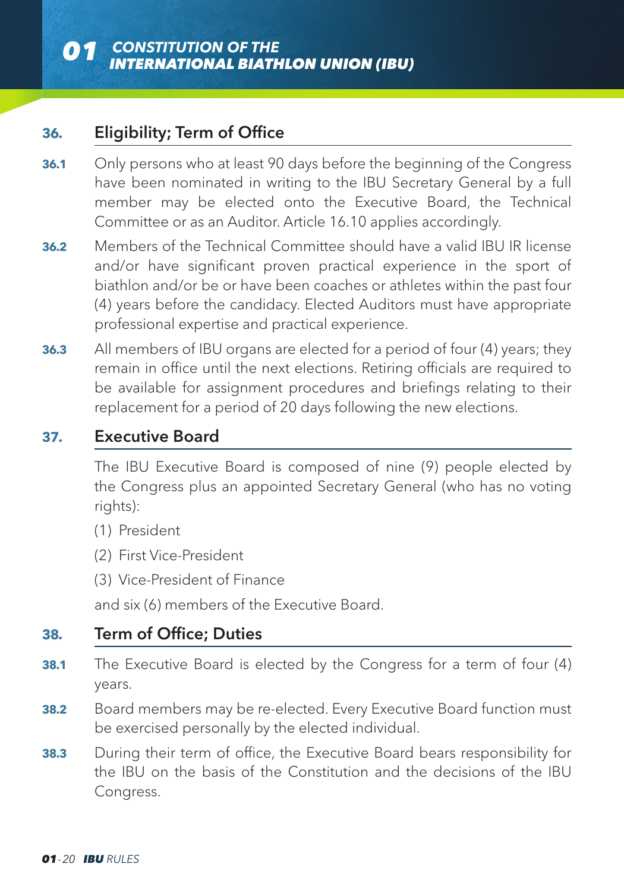## 36. Eligibility; Term of Office

**36.1** Only persons who at least 90 days before the beginning of the Congress have been nominated in writing to the IBU Secretary General by a full member may be elected onto the Executive Board, the Technical Committee or as an Auditor. Article 16.10 applies accordingly.

**36.2** Members of the Technical Committee should have a valid IBU IR license and/or have significant proven practical experience in the sport of biathlon and/or be or have been coaches or athletes within the past four (4) years before the candidacy. Elected Auditors must have appropriate professional expertise and practical experience.

**36.3** All members of IBU organs are elected for a period of four (4) years; they remain in office until the next elections. Retiring officials are required to be available for assignment procedures and briefings relating to their replacement for a period of 20 days following the new elections.

## 37. Executive Board

The IBU Executive Board is composed of nine (9) people elected by the Congress plus an appointed Secretary General (who has no voting rights):

(1) President

(2) First Vice-President

(3) Vice-President of Finance

and six (6) members of the Executive Board.

## 38. Term of Office; Duties

**38.1** The Executive Board is elected by the Congress for a term of four (4) years.

**38.2** Board members may be re-elected. Every Executive Board function must be exercised personally by the elected individual.

**38.3** During their term of office, the Executive Board bears responsibility for the IBU on the basis of the Constitution and the decisions of the IBU Congress.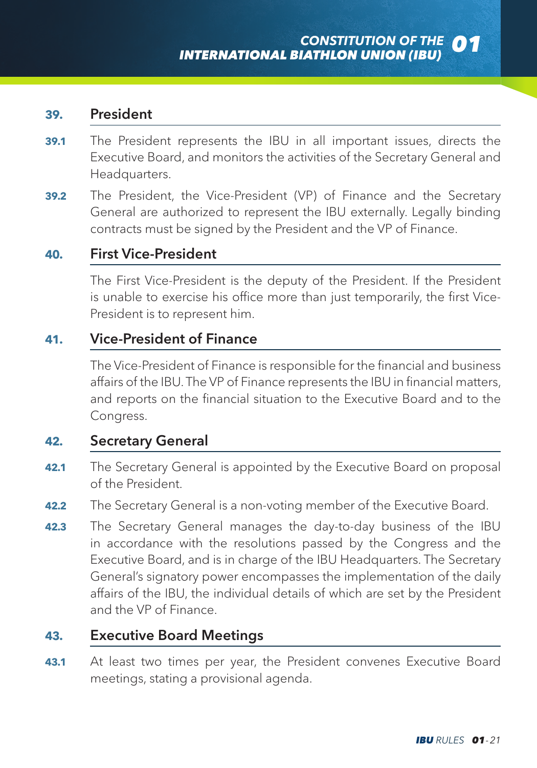## 39. President

**39.1** The President represents the IBU in all important issues, directs the Executive Board, and monitors the activities of the Secretary General and Headquarters.

**39.2** The President, the Vice-President (VP) of Finance and the Secretary General are authorized to represent the IBU externally. Legally binding contracts must be signed by the President and the VP of Finance.

## 40. First Vice-President

The First Vice-President is the deputy of the President. If the President is unable to exercise his office more than just temporarily, the first Vice-President is to represent him.

## 41. Vice-President of Finance

The Vice-President of Finance is responsible for the financial and business affairs of the IBU. The VP of Finance represents the IBU in financial matters, and reports on the financial situation to the Executive Board and to the Congress.

## 42. Secretary General

**42.1** The Secretary General is appointed by the Executive Board on proposal of the President.

**42.2** The Secretary General is a non-voting member of the Executive Board.

**42.3** The Secretary General manages the day-to-day business of the IBU in accordance with the resolutions passed by the Congress and the Executive Board, and is in charge of the IBU Headquarters. The Secretary General's signatory power encompasses the implementation of the daily affairs of the IBU, the individual details of which are set by the President and the VP of Finance.

## 43. Executive Board Meetings

**43.1** At least two times per year, the President convenes Executive Board meetings, stating a provisional agenda.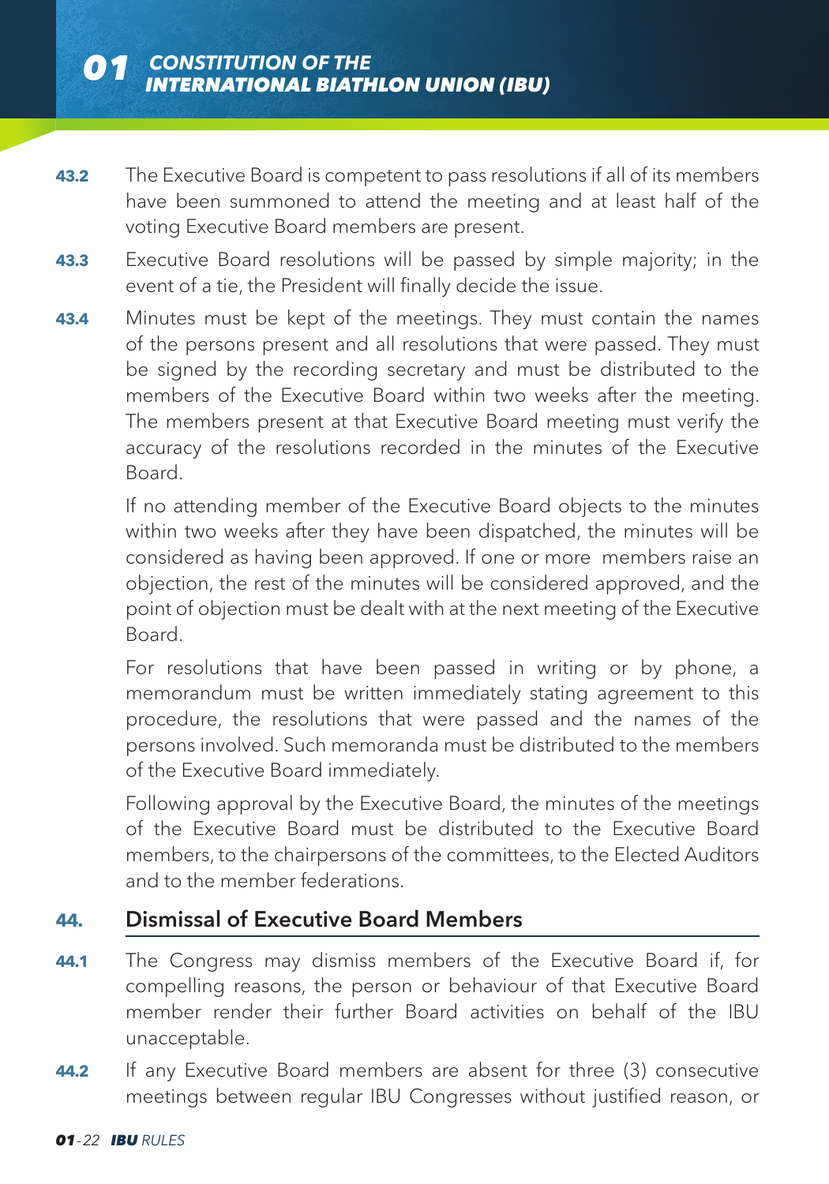**43.2** The Executive Board is competent to pass resolutions if all of its members have been summoned to attend the meeting and at least half of the voting Executive Board members are present.

**43.3** Executive Board resolutions will be passed by simple majority; in the event of a tie, the President will finally decide the issue.

**43.4** Minutes must be kept of the meetings. They must contain the names of the persons present and all resolutions that were passed. They must be signed by the recording secretary and must be distributed to the members of the Executive Board within two weeks after the meeting. The members present at that Executive Board meeting must verify the accuracy of the resolutions recorded in the minutes of the Executive Board.

If no attending member of the Executive Board objects to the minutes within two weeks after they have been dispatched, the minutes will be considered as having been approved. If one or more members raise an objection, the rest of the minutes will be considered approved, and the point of objection must be dealt with at the next meeting of the Executive Board.

For resolutions that have been passed in writing or by phone, a memorandum must be written immediately stating agreement to this procedure, the resolutions that were passed and the names of the persons involved. Such memoranda must be distributed to the members of the Executive Board immediately.

Following approval by the Executive Board, the minutes of the meetings of the Executive Board must be distributed to the Executive Board members, to the chairpersons of the committees, to the Elected Auditors and to the member federations.

## 44. Dismissal of Executive Board Members

**44.1** The Congress may dismiss members of the Executive Board if, for compelling reasons, the person or behaviour of that Executive Board member render their further Board activities on behalf of the IBU unacceptable.

**44.2** If any Executive Board members are absent for three (3) consecutive meetings between regular IBU Congresses without justified reason, or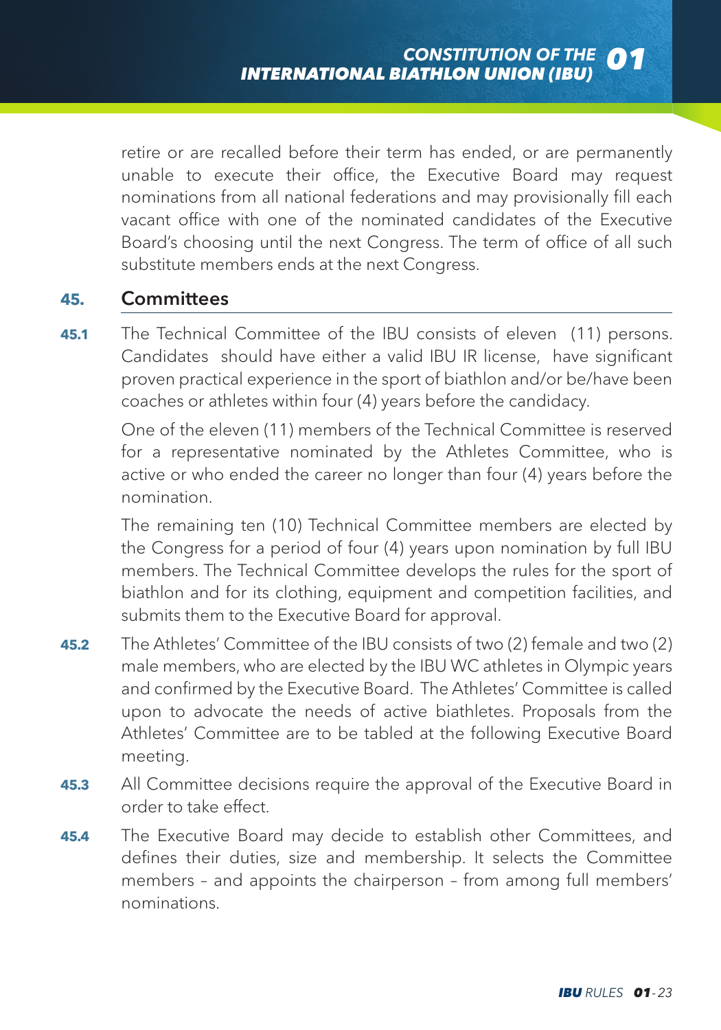retire or are recalled before their term has ended, or are permanently unable to execute their office, the Executive Board may request nominations from all national federations and may provisionally fill each vacant office with one of the nominated candidates of the Executive Board's choosing until the next Congress. The term of office of all such substitute members ends at the next Congress.

## 45. Committees

**45.1** The Technical Committee of the IBU consists of eleven (11) persons. Candidates should have either a valid IBU IR license, have significant proven practical experience in the sport of biathlon and/or be/have been coaches or athletes within four (4) years before the candidacy.

One of the eleven (11) members of the Technical Committee is reserved for a representative nominated by the Athletes Committee, who is active or who ended the career no longer than four (4) years before the nomination.

The remaining ten (10) Technical Committee members are elected by the Congress for a period of four (4) years upon nomination by full IBU members. The Technical Committee develops the rules for the sport of biathlon and for its clothing, equipment and competition facilities, and submits them to the Executive Board for approval.

**45.2** The Athletes' Committee of the IBU consists of two (2) female and two (2) male members, who are elected by the IBU WC athletes in Olympic years and confirmed by the Executive Board. The Athletes' Committee is called upon to advocate the needs of active biathletes. Proposals from the Athletes' Committee are to be tabled at the following Executive Board meeting.

**45.3** All Committee decisions require the approval of the Executive Board in order to take effect.

**45.4** The Executive Board may decide to establish other Committees, and defines their duties, size and membership. It selects the Committee members – and appoints the chairperson – from among full members' nominations.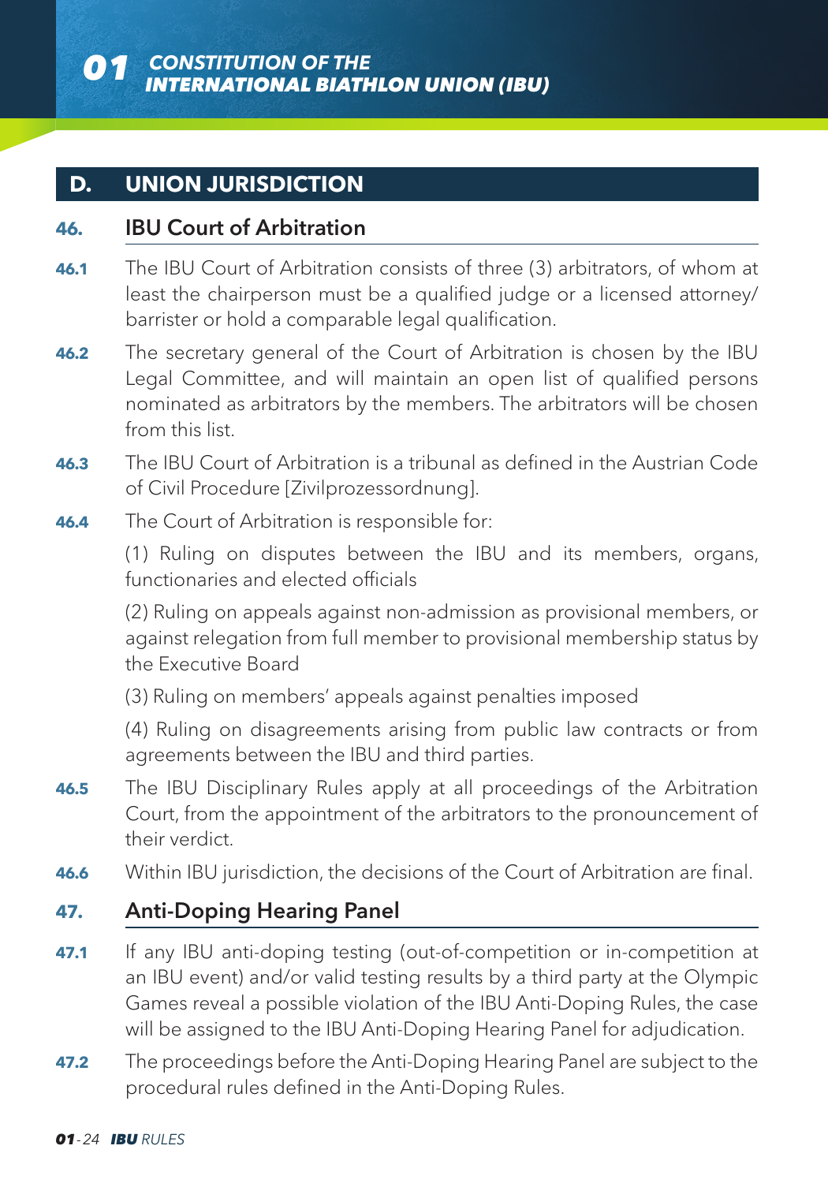## D. UNION JURISDICTION

### 46. IBU Court of Arbitration

**46.1** The IBU Court of Arbitration consists of three (3) arbitrators, of whom at least the chairperson must be a qualified judge or a licensed attorney/ barrister or hold a comparable legal qualification.

**46.2** The secretary general of the Court of Arbitration is chosen by the IBU Legal Committee, and will maintain an open list of qualified persons nominated as arbitrators by the members. The arbitrators will be chosen from this list.

**46.3** The IBU Court of Arbitration is a tribunal as defined in the Austrian Code of Civil Procedure [Zivilprozessordnung].

**46.4** The Court of Arbitration is responsible for:

(1) Ruling on disputes between the IBU and its members, organs, functionaries and elected officials

(2) Ruling on appeals against non-admission as provisional members, or against relegation from full member to provisional membership status by the Executive Board

(3) Ruling on members' appeals against penalties imposed

(4) Ruling on disagreements arising from public law contracts or from agreements between the IBU and third parties.

**46.5** The IBU Disciplinary Rules apply at all proceedings of the Arbitration Court, from the appointment of the arbitrators to the pronouncement of their verdict.

**46.6** Within IBU jurisdiction, the decisions of the Court of Arbitration are final.

### 47. Anti-Doping Hearing Panel

**47.1** If any IBU anti-doping testing (out-of-competition or in-competition at an IBU event) and/or valid testing results by a third party at the Olympic Games reveal a possible violation of the IBU Anti-Doping Rules, the case will be assigned to the IBU Anti-Doping Hearing Panel for adjudication.

**47.2** The proceedings before the Anti-Doping Hearing Panel are subject to the procedural rules defined in the Anti-Doping Rules.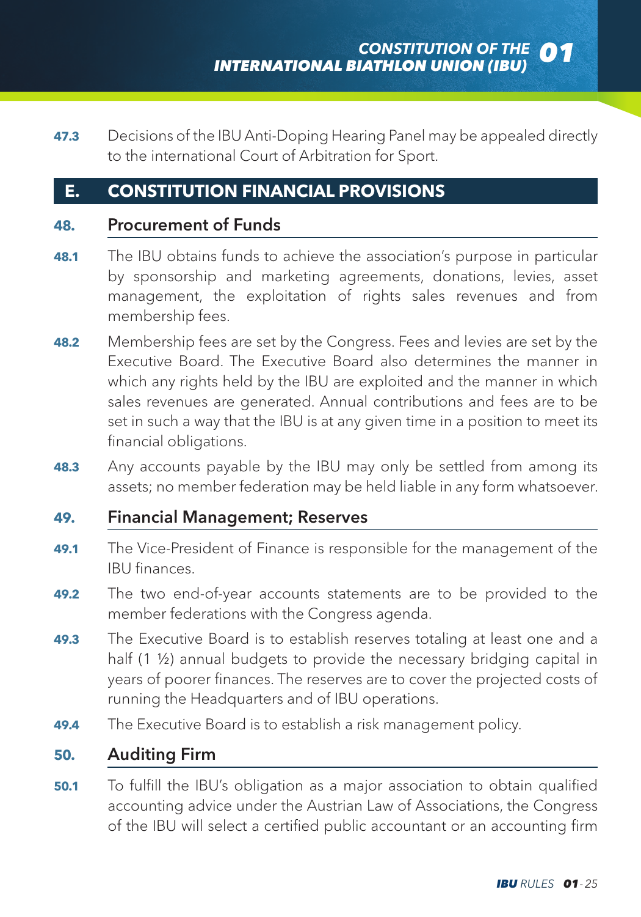**47.3** Decisions of the IBU Anti-Doping Hearing Panel may be appealed directly to the international Court of Arbitration for Sport.

## E. CONSTITUTION FINANCIAL PROVISIONS

### 48. Procurement of Funds

**48.1** The IBU obtains funds to achieve the association's purpose in particular by sponsorship and marketing agreements, donations, levies, asset management, the exploitation of rights sales revenues and from membership fees.

**48.2** Membership fees are set by the Congress. Fees and levies are set by the Executive Board. The Executive Board also determines the manner in which any rights held by the IBU are exploited and the manner in which sales revenues are generated. Annual contributions and fees are to be set in such a way that the IBU is at any given time in a position to meet its financial obligations.

**48.3** Any accounts payable by the IBU may only be settled from among its assets; no member federation may be held liable in any form whatsoever.

### 49. Financial Management; Reserves

**49.1** The Vice-President of Finance is responsible for the management of the IBU finances.

**49.2** The two end-of-year accounts statements are to be provided to the member federations with the Congress agenda.

**49.3** The Executive Board is to establish reserves totaling at least one and a half (1 ½) annual budgets to provide the necessary bridging capital in years of poorer finances. The reserves are to cover the projected costs of running the Headquarters and of IBU operations.

**49.4** The Executive Board is to establish a risk management policy.

### 50. Auditing Firm

**50.1** To fulfill the IBU's obligation as a major association to obtain qualified accounting advice under the Austrian Law of Associations, the Congress of the IBU will select a certified public accountant or an accounting firm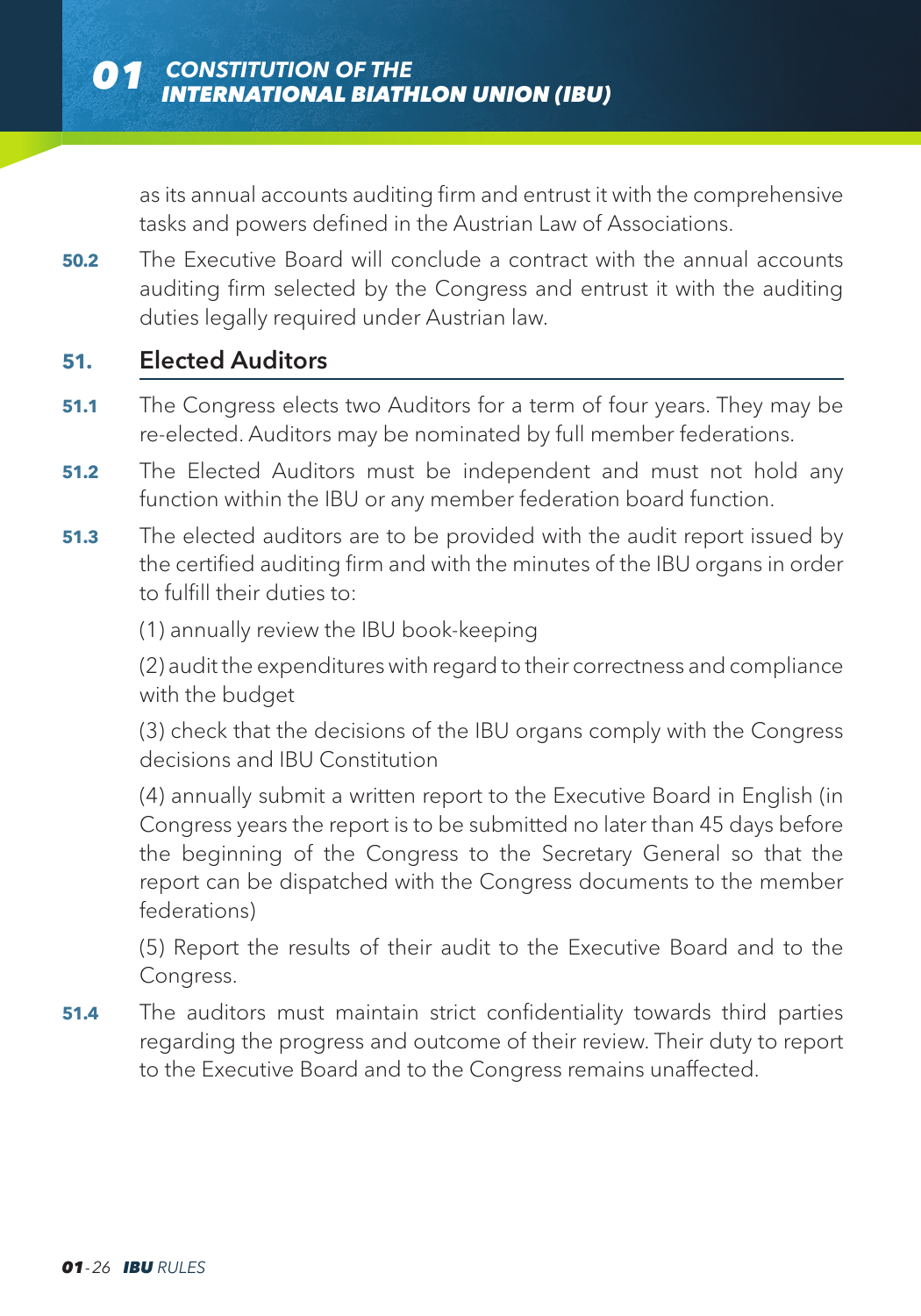as its annual accounts auditing firm and entrust it with the comprehensive tasks and powers defined in the Austrian Law of Associations.

**50.2** The Executive Board will conclude a contract with the annual accounts auditing firm selected by the Congress and entrust it with the auditing duties legally required under Austrian law.

## 51. Elected Auditors

**51.1** The Congress elects two Auditors for a term of four years. They may be re-elected. Auditors may be nominated by full member federations.

**51.2** The Elected Auditors must be independent and must not hold any function within the IBU or any member federation board function.

**51.3** The elected auditors are to be provided with the audit report issued by the certified auditing firm and with the minutes of the IBU organs in order to fulfill their duties to:

(1) annually review the IBU book-keeping

(2) audit the expenditures with regard to their correctness and compliance with the budget

(3) check that the decisions of the IBU organs comply with the Congress decisions and IBU Constitution

(4) annually submit a written report to the Executive Board in English (in Congress years the report is to be submitted no later than 45 days before the beginning of the Congress to the Secretary General so that the report can be dispatched with the Congress documents to the member federations)

(5) Report the results of their audit to the Executive Board and to the Congress.

**51.4** The auditors must maintain strict confidentiality towards third parties regarding the progress and outcome of their review. Their duty to report to the Executive Board and to the Congress remains unaffected.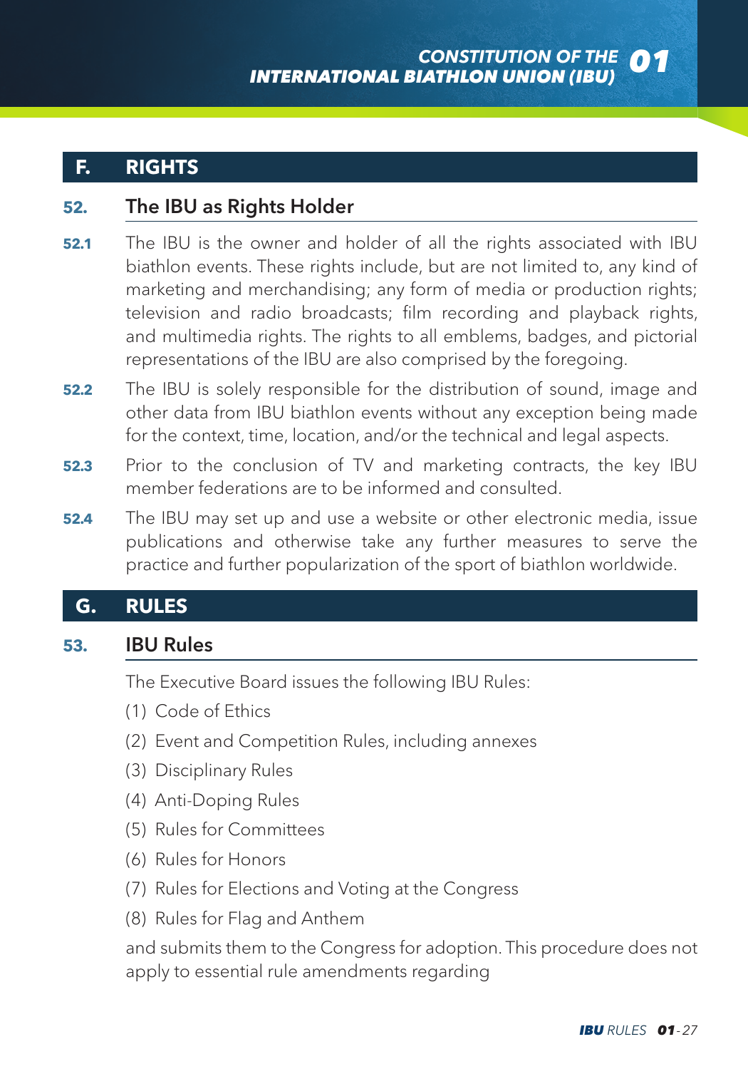## F. RIGHTS

### 52. The IBU as Rights Holder

**52.1** The IBU is the owner and holder of all the rights associated with IBU biathlon events. These rights include, but are not limited to, any kind of marketing and merchandising; any form of media or production rights; television and radio broadcasts; film recording and playback rights, and multimedia rights. The rights to all emblems, badges, and pictorial representations of the IBU are also comprised by the foregoing.

**52.2** The IBU is solely responsible for the distribution of sound, image and other data from IBU biathlon events without any exception being made for the context, time, location, and/or the technical and legal aspects.

**52.3** Prior to the conclusion of TV and marketing contracts, the key IBU member federations are to be informed and consulted.

**52.4** The IBU may set up and use a website or other electronic media, issue publications and otherwise take any further measures to serve the practice and further popularization of the sport of biathlon worldwide.

## G. RULES

### 53. IBU Rules

The Executive Board issues the following IBU Rules:

(1) Code of Ethics

(2) Event and Competition Rules, including annexes

(3) Disciplinary Rules

(4) Anti-Doping Rules

(5) Rules for Committees

(6) Rules for Honors

(7) Rules for Elections and Voting at the Congress

(8) Rules for Flag and Anthem

and submits them to the Congress for adoption. This procedure does not apply to essential rule amendments regarding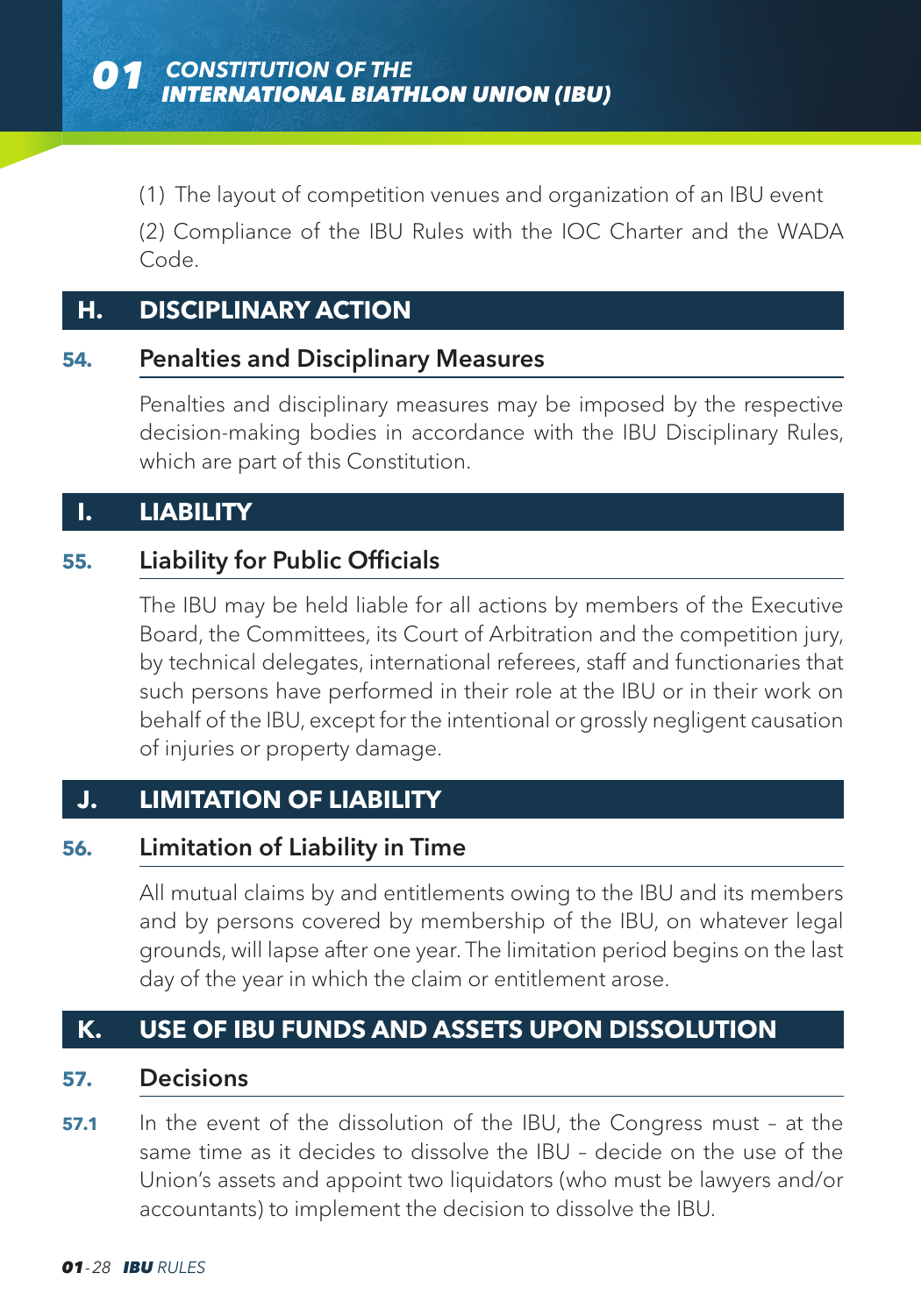(1) The layout of competition venues and organization of an IBU event

(2) Compliance of the IBU Rules with the IOC Charter and the WADA Code.

## H. DISCIPLINARY ACTION

### 54. Penalties and Disciplinary Measures

Penalties and disciplinary measures may be imposed by the respective decision-making bodies in accordance with the IBU Disciplinary Rules, which are part of this Constitution.

## I. LIABILITY

### 55. Liability for Public Officials

The IBU may be held liable for all actions by members of the Executive Board, the Committees, its Court of Arbitration and the competition jury, by technical delegates, international referees, staff and functionaries that such persons have performed in their role at the IBU or in their work on behalf of the IBU, except for the intentional or grossly negligent causation of injuries or property damage.

## J. LIMITATION OF LIABILITY

### 56. Limitation of Liability in Time

All mutual claims by and entitlements owing to the IBU and its members and by persons covered by membership of the IBU, on whatever legal grounds, will lapse after one year. The limitation period begins on the last day of the year in which the claim or entitlement arose.

## K. USE OF IBU FUNDS AND ASSETS UPON DISSOLUTION

### 57. Decisions

**57.1** In the event of the dissolution of the IBU, the Congress must – at the same time as it decides to dissolve the IBU – decide on the use of the Union's assets and appoint two liquidators (who must be lawyers and/or accountants) to implement the decision to dissolve the IBU.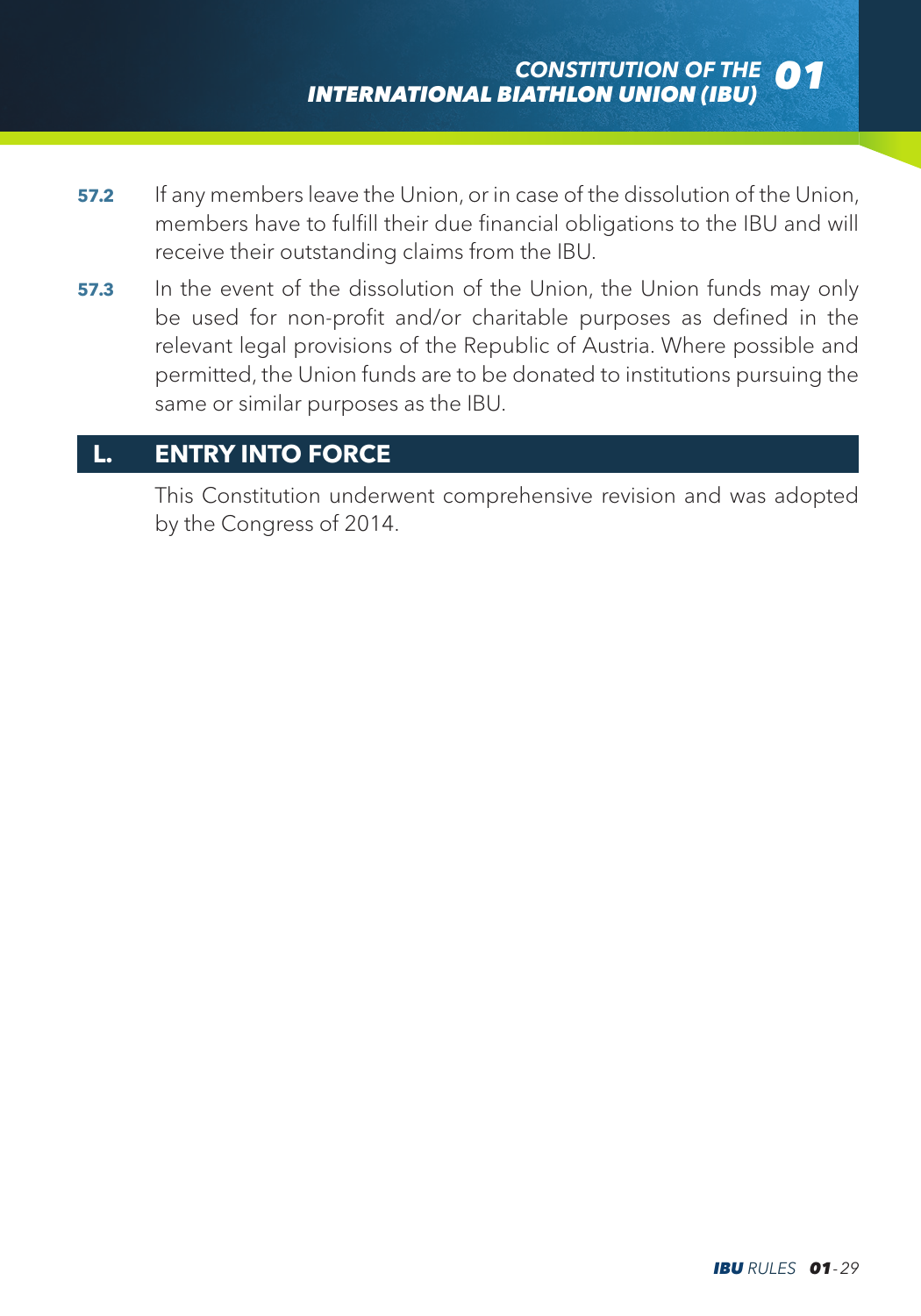**57.2** If any members leave the Union, or in case of the dissolution of the Union, members have to fulfill their due financial obligations to the IBU and will receive their outstanding claims from the IBU.

**57.3** In the event of the dissolution of the Union, the Union funds may only be used for non-profit and/or charitable purposes as defined in the relevant legal provisions of the Republic of Austria. Where possible and permitted, the Union funds are to be donated to institutions pursuing the same or similar purposes as the IBU.

## L. ENTRY INTO FORCE

This Constitution underwent comprehensive revision and was adopted by the Congress of 2014.